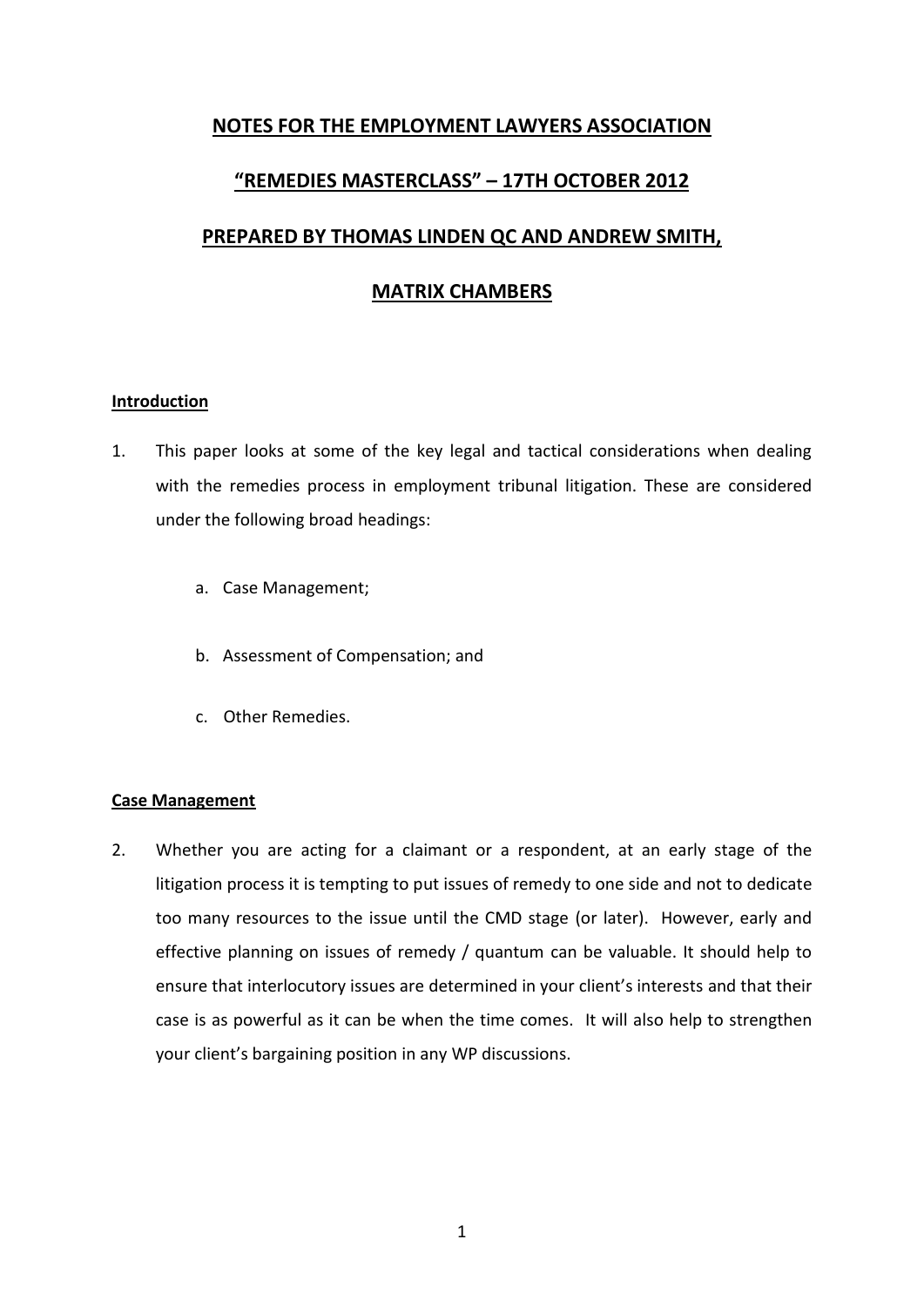# NOTES FOR THE EMPLOYMENT LAWYERS ASSOCIATION

# "REMEDIES MASTERCLASS" – 17TH OCTOBER 2012

# PREPARED BY THOMAS LINDEN QC AND ANDREW SMITH,

# MATRIX CHAMBERS

## Introduction

1. This paper looks at some of the key legal and tactical considerations when dealing with the remedies process in employment tribunal litigation. These are considered under the following broad headings:

   a. Case Management;

   b. Assessment of Compensation; and

   c. Other Remedies.

## Case Management

2. Whether you are acting for a claimant or a respondent, at an early stage of the litigation process it is tempting to put issues of remedy to one side and not to dedicate too many resources to the issue until the CMD stage (or later). However, early and effective planning on issues of remedy / quantum can be valuable. It should help to ensure that interlocutory issues are determined in your client's interests and that their case is as powerful as it can be when the time comes. It will also help to strengthen your client's bargaining position in any WP discussions.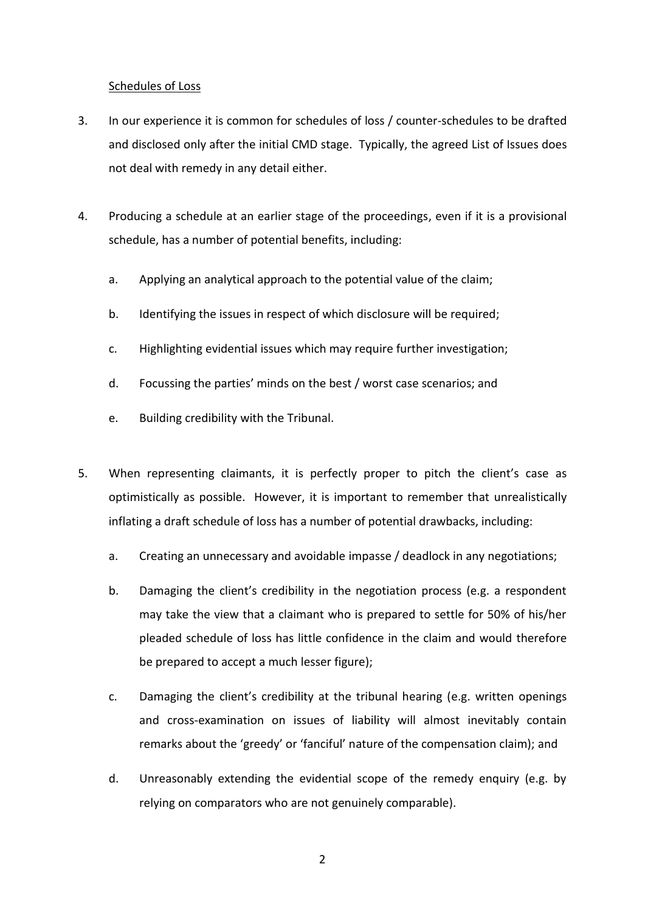Schedules of Loss

3. In our experience it is common for schedules of loss / counter-schedules to be drafted and disclosed only after the initial CMD stage. Typically, the agreed List of Issues does not deal with remedy in any detail either.

4. Producing a schedule at an earlier stage of the proceedings, even if it is a provisional schedule, has a number of potential benefits, including:

   a. Applying an analytical approach to the potential value of the claim;

   b. Identifying the issues in respect of which disclosure will be required;

   c. Highlighting evidential issues which may require further investigation;

   d. Focussing the parties' minds on the best / worst case scenarios; and

   e. Building credibility with the Tribunal.

5. When representing claimants, it is perfectly proper to pitch the client's case as optimistically as possible. However, it is important to remember that unrealistically inflating a draft schedule of loss has a number of potential drawbacks, including:

   a. Creating an unnecessary and avoidable impasse / deadlock in any negotiations;

   b. Damaging the client's credibility in the negotiation process (e.g. a respondent may take the view that a claimant who is prepared to settle for 50% of his/her pleaded schedule of loss has little confidence in the claim and would therefore be prepared to accept a much lesser figure);

   c. Damaging the client's credibility at the tribunal hearing (e.g. written openings and cross-examination on issues of liability will almost inevitably contain remarks about the 'greedy' or 'fanciful' nature of the compensation claim); and

   d. Unreasonably extending the evidential scope of the remedy enquiry (e.g. by relying on comparators who are not genuinely comparable).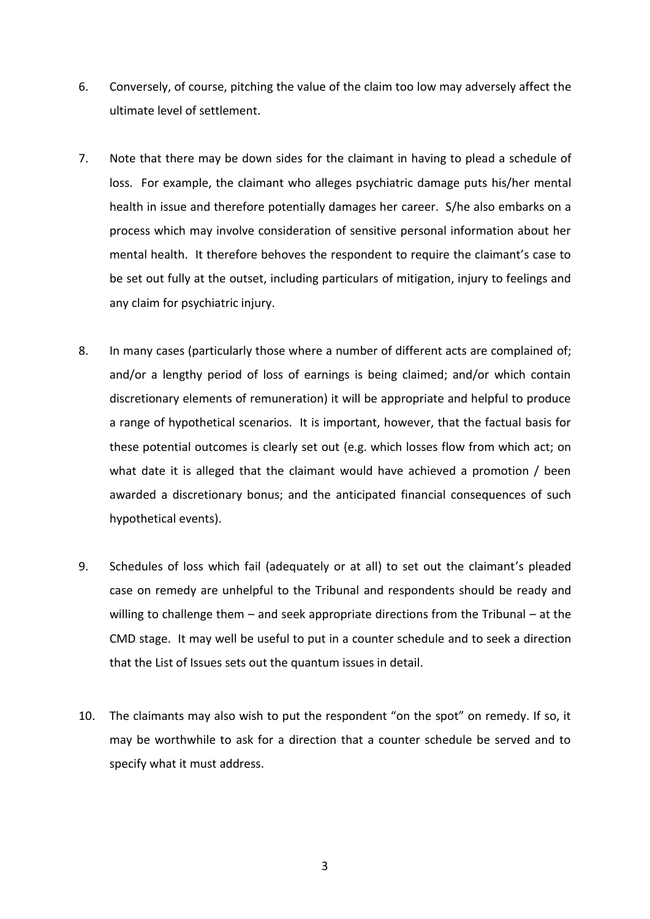6. Conversely, of course, pitching the value of the claim too low may adversely affect the ultimate level of settlement.

7. Note that there may be down sides for the claimant in having to plead a schedule of loss. For example, the claimant who alleges psychiatric damage puts his/her mental health in issue and therefore potentially damages her career. S/he also embarks on a process which may involve consideration of sensitive personal information about her mental health. It therefore behoves the respondent to require the claimant's case to be set out fully at the outset, including particulars of mitigation, injury to feelings and any claim for psychiatric injury.

8. In many cases (particularly those where a number of different acts are complained of; and/or a lengthy period of loss of earnings is being claimed; and/or which contain discretionary elements of remuneration) it will be appropriate and helpful to produce a range of hypothetical scenarios. It is important, however, that the factual basis for these potential outcomes is clearly set out (e.g. which losses flow from which act; on what date it is alleged that the claimant would have achieved a promotion / been awarded a discretionary bonus; and the anticipated financial consequences of such hypothetical events).

9. Schedules of loss which fail (adequately or at all) to set out the claimant's pleaded case on remedy are unhelpful to the Tribunal and respondents should be ready and willing to challenge them – and seek appropriate directions from the Tribunal – at the CMD stage. It may well be useful to put in a counter schedule and to seek a direction that the List of Issues sets out the quantum issues in detail.

10. The claimants may also wish to put the respondent "on the spot" on remedy. If so, it may be worthwhile to ask for a direction that a counter schedule be served and to specify what it must address.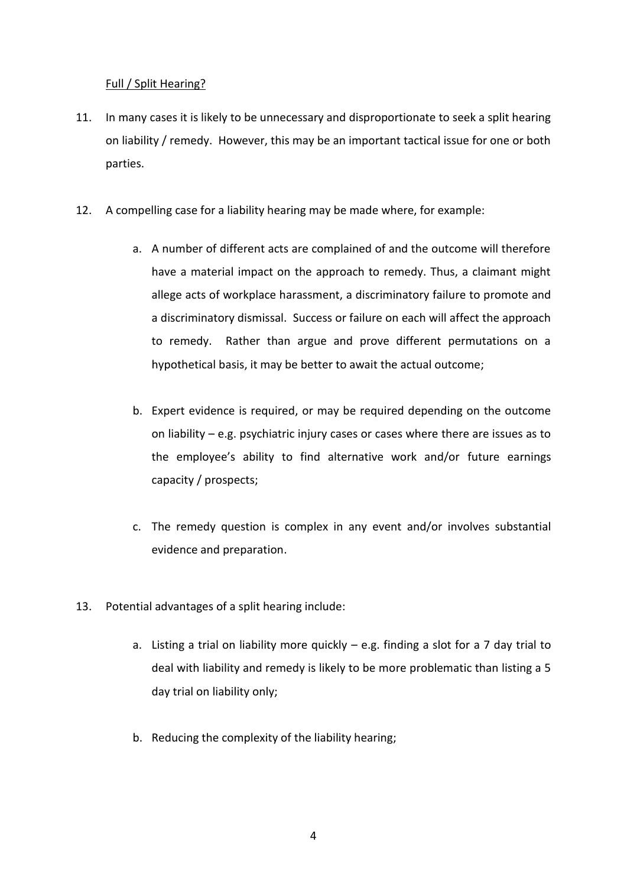<u>Full / Split Hearing?</u>

11. In many cases it is likely to be unnecessary and disproportionate to seek a split hearing on liability / remedy. However, this may be an important tactical issue for one or both parties.

12. A compelling case for a liability hearing may be made where, for example:

    a. A number of different acts are complained of and the outcome will therefore have a material impact on the approach to remedy. Thus, a claimant might allege acts of workplace harassment, a discriminatory failure to promote and a discriminatory dismissal. Success or failure on each will affect the approach to remedy. Rather than argue and prove different permutations on a hypothetical basis, it may be better to await the actual outcome;

    b. Expert evidence is required, or may be required depending on the outcome on liability – e.g. psychiatric injury cases or cases where there are issues as to the employee's ability to find alternative work and/or future earnings capacity / prospects;

    c. The remedy question is complex in any event and/or involves substantial evidence and preparation.

13. Potential advantages of a split hearing include:

    a. Listing a trial on liability more quickly – e.g. finding a slot for a 7 day trial to deal with liability and remedy is likely to be more problematic than listing a 5 day trial on liability only;

    b. Reducing the complexity of the liability hearing;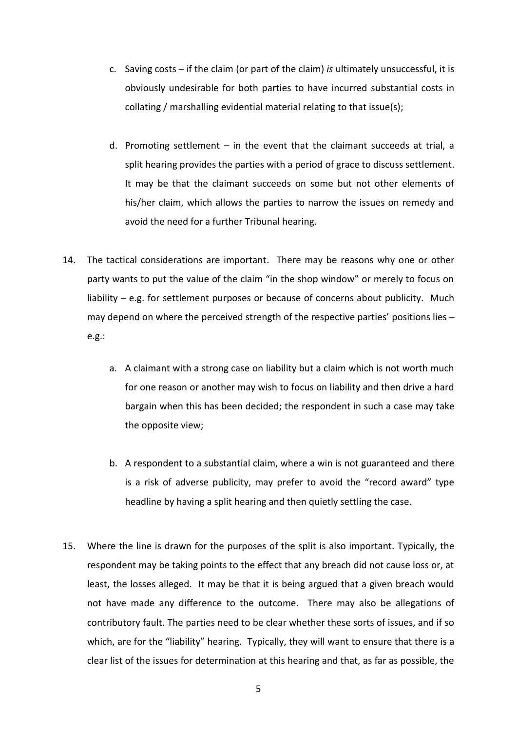c. Saving costs – if the claim (or part of the claim) *is* ultimately unsuccessful, it is obviously undesirable for both parties to have incurred substantial costs in collating / marshalling evidential material relating to that issue(s);

d. Promoting settlement – in the event that the claimant succeeds at trial, a split hearing provides the parties with a period of grace to discuss settlement. It may be that the claimant succeeds on some but not other elements of his/her claim, which allows the parties to narrow the issues on remedy and avoid the need for a further Tribunal hearing.

14. The tactical considerations are important. There may be reasons why one or other party wants to put the value of the claim "in the shop window" or merely to focus on liability – e.g. for settlement purposes or because of concerns about publicity. Much may depend on where the perceived strength of the respective parties' positions lies – e.g.:

    a. A claimant with a strong case on liability but a claim which is not worth much for one reason or another may wish to focus on liability and then drive a hard bargain when this has been decided; the respondent in such a case may take the opposite view;

    b. A respondent to a substantial claim, where a win is not guaranteed and there is a risk of adverse publicity, may prefer to avoid the "record award" type headline by having a split hearing and then quietly settling the case.

15. Where the line is drawn for the purposes of the split is also important. Typically, the respondent may be taking points to the effect that any breach did not cause loss or, at least, the losses alleged. It may be that it is being argued that a given breach would not have made any difference to the outcome. There may also be allegations of contributory fault. The parties need to be clear whether these sorts of issues, and if so which, are for the "liability" hearing. Typically, they will want to ensure that there is a clear list of the issues for determination at this hearing and that, as far as possible, the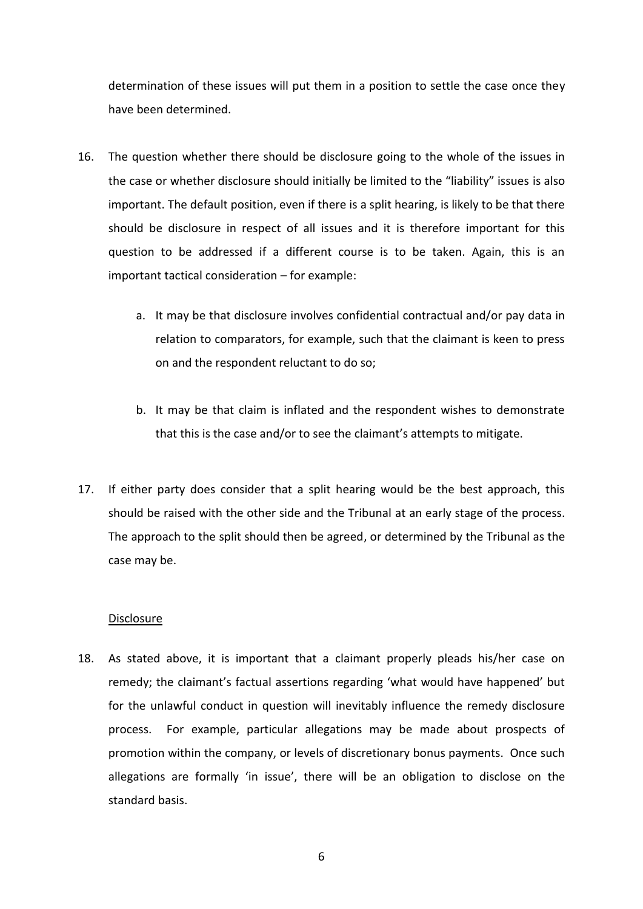determination of these issues will put them in a position to settle the case once they have been determined.

16. The question whether there should be disclosure going to the whole of the issues in the case or whether disclosure should initially be limited to the "liability" issues is also important. The default position, even if there is a split hearing, is likely to be that there should be disclosure in respect of all issues and it is therefore important for this question to be addressed if a different course is to be taken. Again, this is an important tactical consideration – for example:

    a. It may be that disclosure involves confidential contractual and/or pay data in relation to comparators, for example, such that the claimant is keen to press on and the respondent reluctant to do so;

    b. It may be that claim is inflated and the respondent wishes to demonstrate that this is the case and/or to see the claimant's attempts to mitigate.

17. If either party does consider that a split hearing would be the best approach, this should be raised with the other side and the Tribunal at an early stage of the process. The approach to the split should then be agreed, or determined by the Tribunal as the case may be.

<u>Disclosure</u>

18. As stated above, it is important that a claimant properly pleads his/her case on remedy; the claimant's factual assertions regarding 'what would have happened' but for the unlawful conduct in question will inevitably influence the remedy disclosure process. For example, particular allegations may be made about prospects of promotion within the company, or levels of discretionary bonus payments. Once such allegations are formally 'in issue', there will be an obligation to disclose on the standard basis.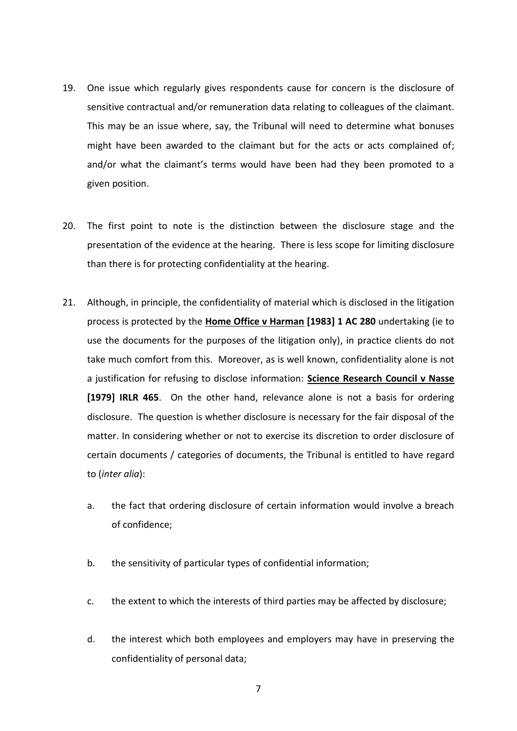19. One issue which regularly gives respondents cause for concern is the disclosure of sensitive contractual and/or remuneration data relating to colleagues of the claimant. This may be an issue where, say, the Tribunal will need to determine what bonuses might have been awarded to the claimant but for the acts or acts complained of; and/or what the claimant's terms would have been had they been promoted to a given position.

20. The first point to note is the distinction between the disclosure stage and the presentation of the evidence at the hearing. There is less scope for limiting disclosure than there is for protecting confidentiality at the hearing.

21. Although, in principle, the confidentiality of material which is disclosed in the litigation process is protected by the **Home Office v Harman [1983] 1 AC 280** undertaking (ie to use the documents for the purposes of the litigation only), in practice clients do not take much comfort from this. Moreover, as is well known, confidentiality alone is not a justification for refusing to disclose information: **Science Research Council v Nasse [1979] IRLR 465**. On the other hand, relevance alone is not a basis for ordering disclosure. The question is whether disclosure is necessary for the fair disposal of the matter. In considering whether or not to exercise its discretion to order disclosure of certain documents / categories of documents, the Tribunal is entitled to have regard to (*inter alia*):

    a. the fact that ordering disclosure of certain information would involve a breach of confidence;

    b. the sensitivity of particular types of confidential information;

    c. the extent to which the interests of third parties may be affected by disclosure;

    d. the interest which both employees and employers may have in preserving the confidentiality of personal data;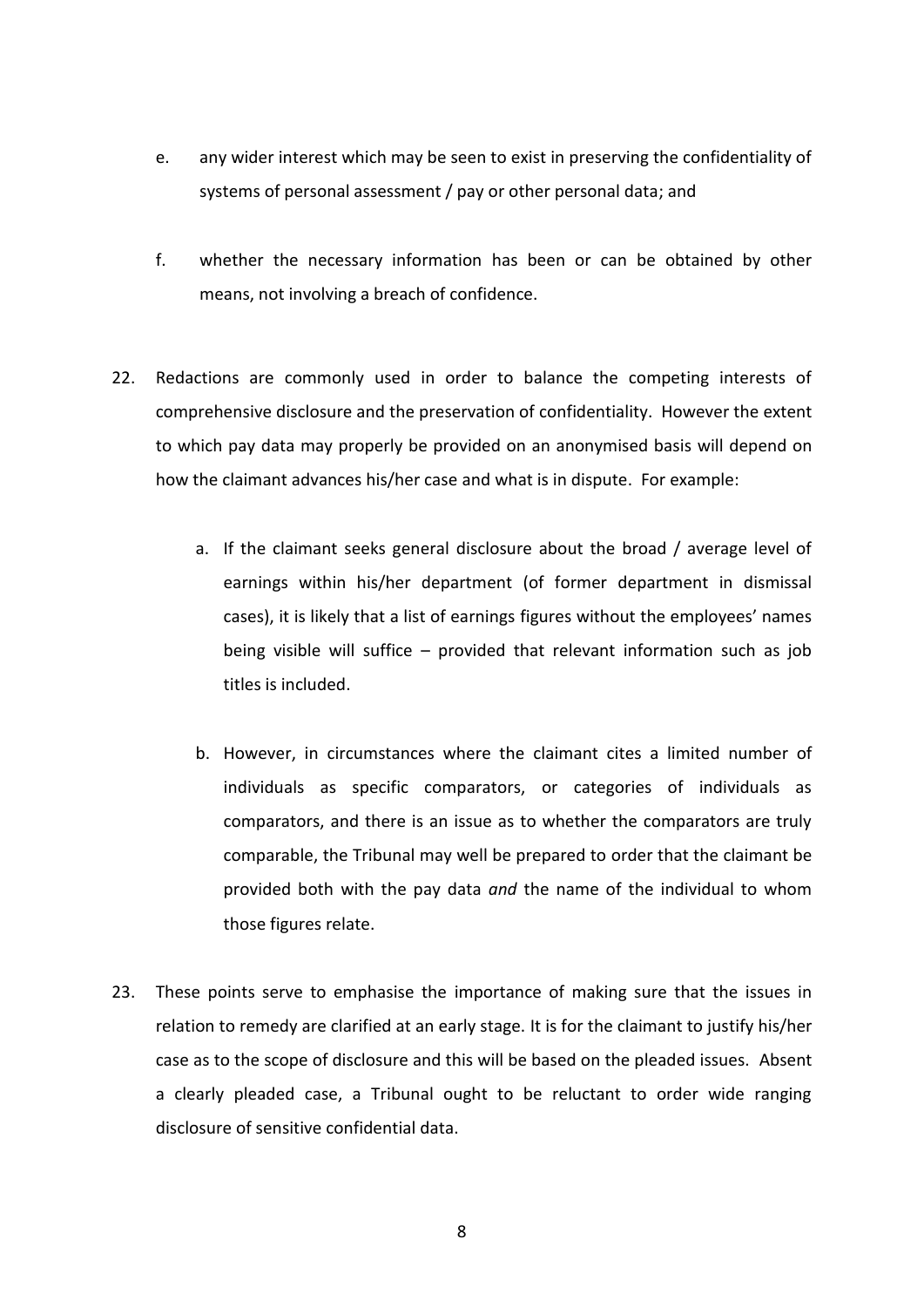e. any wider interest which may be seen to exist in preserving the confidentiality of systems of personal assessment / pay or other personal data; and

f. whether the necessary information has been or can be obtained by other means, not involving a breach of confidence.

22. Redactions are commonly used in order to balance the competing interests of comprehensive disclosure and the preservation of confidentiality. However the extent to which pay data may properly be provided on an anonymised basis will depend on how the claimant advances his/her case and what is in dispute. For example:

    a. If the claimant seeks general disclosure about the broad / average level of earnings within his/her department (of former department in dismissal cases), it is likely that a list of earnings figures without the employees' names being visible will suffice – provided that relevant information such as job titles is included.

    b. However, in circumstances where the claimant cites a limited number of individuals as specific comparators, or categories of individuals as comparators, and there is an issue as to whether the comparators are truly comparable, the Tribunal may well be prepared to order that the claimant be provided both with the pay data *and* the name of the individual to whom those figures relate.

23. These points serve to emphasise the importance of making sure that the issues in relation to remedy are clarified at an early stage. It is for the claimant to justify his/her case as to the scope of disclosure and this will be based on the pleaded issues. Absent a clearly pleaded case, a Tribunal ought to be reluctant to order wide ranging disclosure of sensitive confidential data.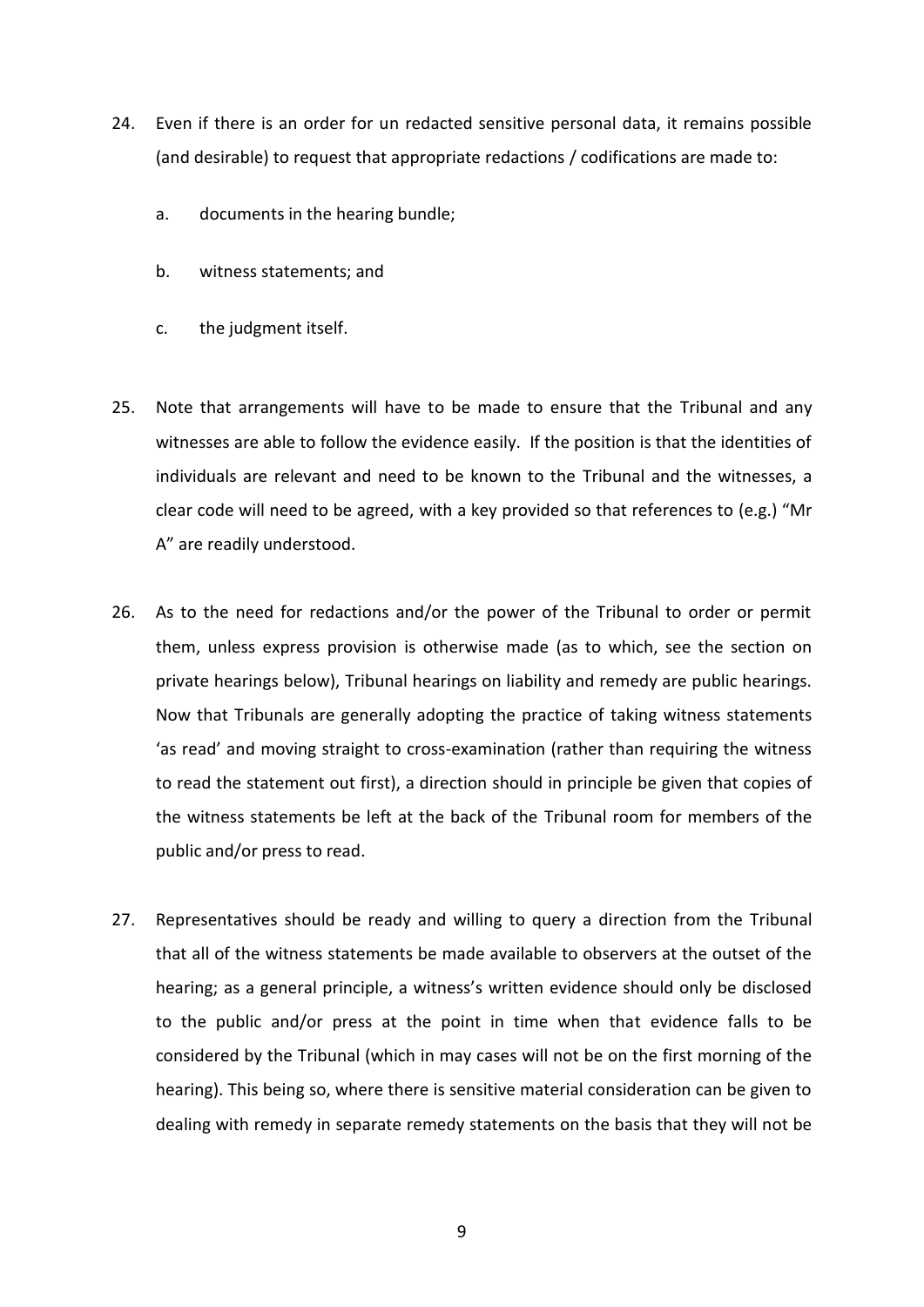24. Even if there is an order for un redacted sensitive personal data, it remains possible (and desirable) to request that appropriate redactions / codifications are made to:

    a. documents in the hearing bundle;

    b. witness statements; and

    c. the judgment itself.

25. Note that arrangements will have to be made to ensure that the Tribunal and any witnesses are able to follow the evidence easily. If the position is that the identities of individuals are relevant and need to be known to the Tribunal and the witnesses, a clear code will need to be agreed, with a key provided so that references to (e.g.) "Mr A" are readily understood.

26. As to the need for redactions and/or the power of the Tribunal to order or permit them, unless express provision is otherwise made (as to which, see the section on private hearings below), Tribunal hearings on liability and remedy are public hearings. Now that Tribunals are generally adopting the practice of taking witness statements 'as read' and moving straight to cross-examination (rather than requiring the witness to read the statement out first), a direction should in principle be given that copies of the witness statements be left at the back of the Tribunal room for members of the public and/or press to read.

27. Representatives should be ready and willing to query a direction from the Tribunal that all of the witness statements be made available to observers at the outset of the hearing; as a general principle, a witness's written evidence should only be disclosed to the public and/or press at the point in time when that evidence falls to be considered by the Tribunal (which in may cases will not be on the first morning of the hearing). This being so, where there is sensitive material consideration can be given to dealing with remedy in separate remedy statements on the basis that they will not be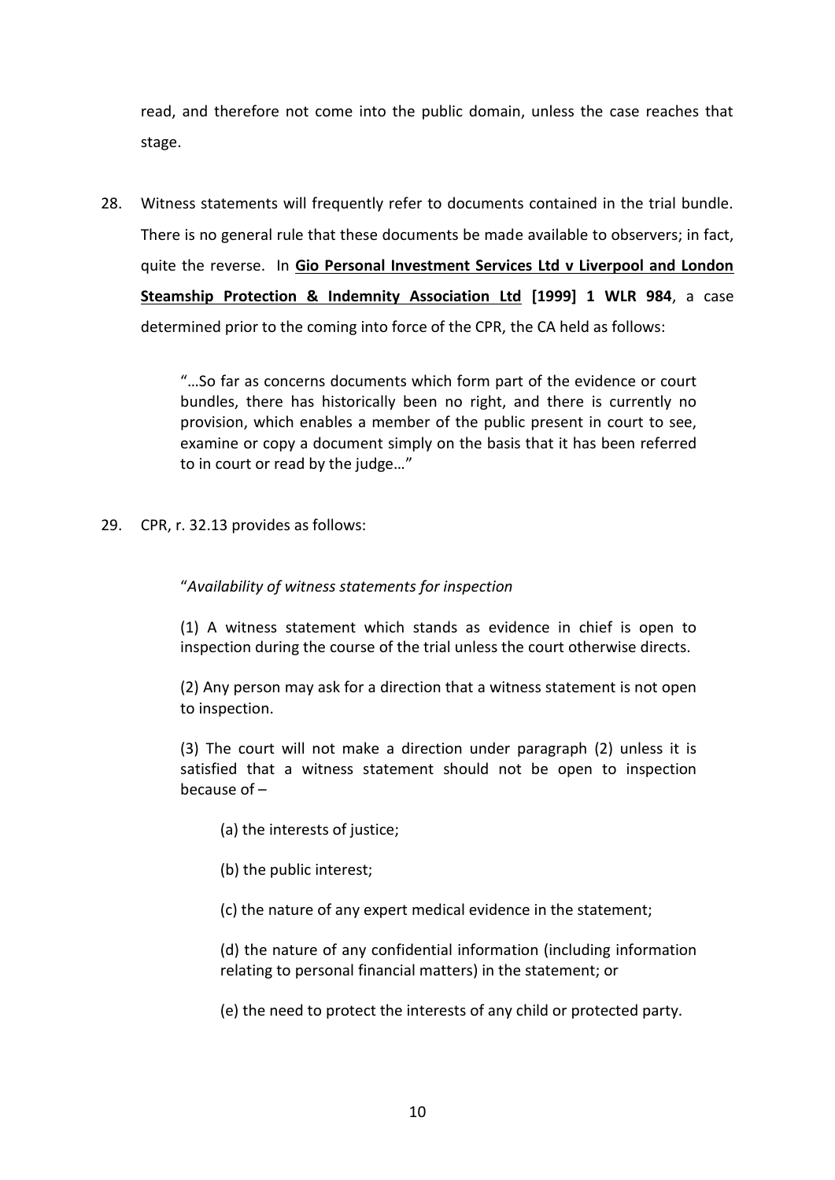read, and therefore not come into the public domain, unless the case reaches that stage.

28. Witness statements will frequently refer to documents contained in the trial bundle. There is no general rule that these documents be made available to observers; in fact, quite the reverse. In **Gio Personal Investment Services Ltd v Liverpool and London Steamship Protection & Indemnity Association Ltd [1999] 1 WLR 984**, a case determined prior to the coming into force of the CPR, the CA held as follows:

> "…So far as concerns documents which form part of the evidence or court bundles, there has historically been no right, and there is currently no provision, which enables a member of the public present in court to see, examine or copy a document simply on the basis that it has been referred to in court or read by the judge…"

29. CPR, r. 32.13 provides as follows:

> "*Availability of witness statements for inspection*
>
> (1) A witness statement which stands as evidence in chief is open to inspection during the course of the trial unless the court otherwise directs.
>
> (2) Any person may ask for a direction that a witness statement is not open to inspection.
>
> (3) The court will not make a direction under paragraph (2) unless it is satisfied that a witness statement should not be open to inspection because of –
>
> (a) the interests of justice;
>
> (b) the public interest;
>
> (c) the nature of any expert medical evidence in the statement;
>
> (d) the nature of any confidential information (including information relating to personal financial matters) in the statement; or
>
> (e) the need to protect the interests of any child or protected party.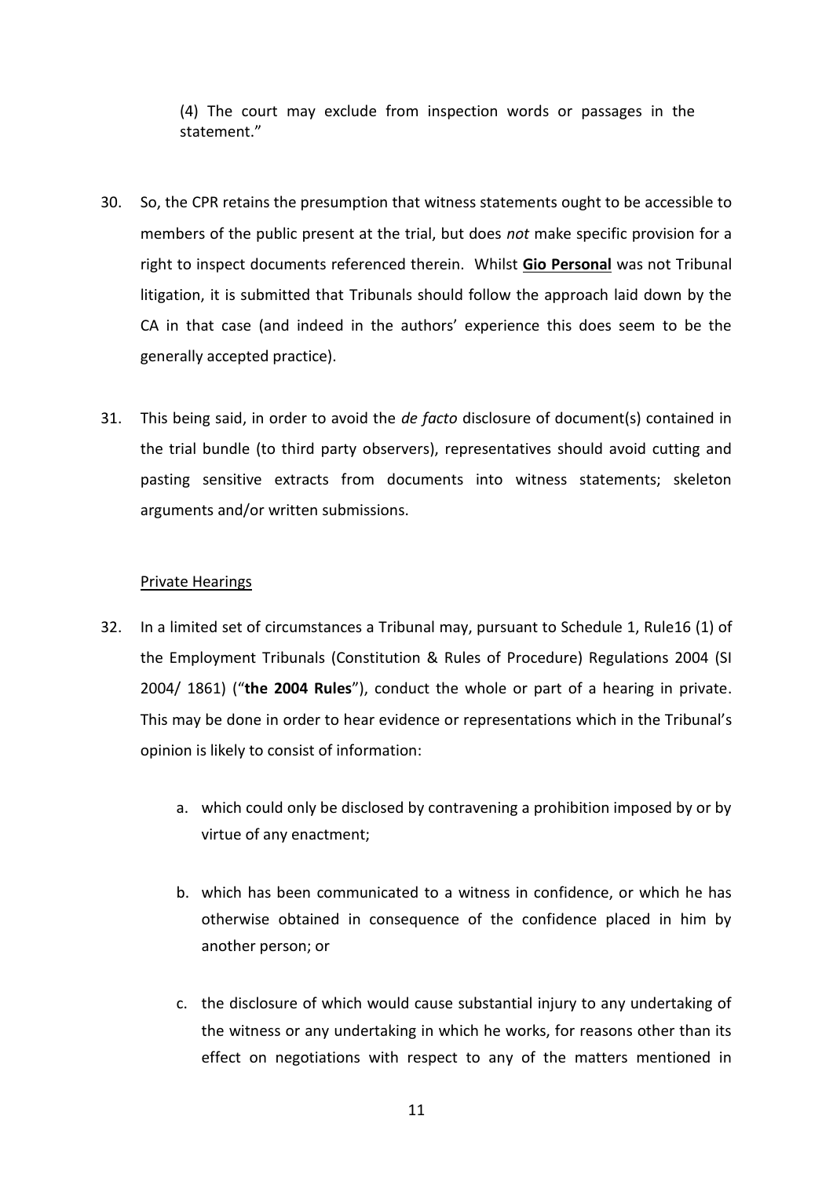(4) The court may exclude from inspection words or passages in the statement."

30. So, the CPR retains the presumption that witness statements ought to be accessible to members of the public present at the trial, but does *not* make specific provision for a right to inspect documents referenced therein. Whilst **Gio Personal** was not Tribunal litigation, it is submitted that Tribunals should follow the approach laid down by the CA in that case (and indeed in the authors' experience this does seem to be the generally accepted practice).

31. This being said, in order to avoid the *de facto* disclosure of document(s) contained in the trial bundle (to third party observers), representatives should avoid cutting and pasting sensitive extracts from documents into witness statements; skeleton arguments and/or written submissions.

<u>Private Hearings</u>

32. In a limited set of circumstances a Tribunal may, pursuant to Schedule 1, Rule16 (1) of the Employment Tribunals (Constitution & Rules of Procedure) Regulations 2004 (SI 2004/ 1861) ("**the 2004 Rules**"), conduct the whole or part of a hearing in private. This may be done in order to hear evidence or representations which in the Tribunal's opinion is likely to consist of information:

    a. which could only be disclosed by contravening a prohibition imposed by or by virtue of any enactment;

    b. which has been communicated to a witness in confidence, or which he has otherwise obtained in consequence of the confidence placed in him by another person; or

    c. the disclosure of which would cause substantial injury to any undertaking of the witness or any undertaking in which he works, for reasons other than its effect on negotiations with respect to any of the matters mentioned in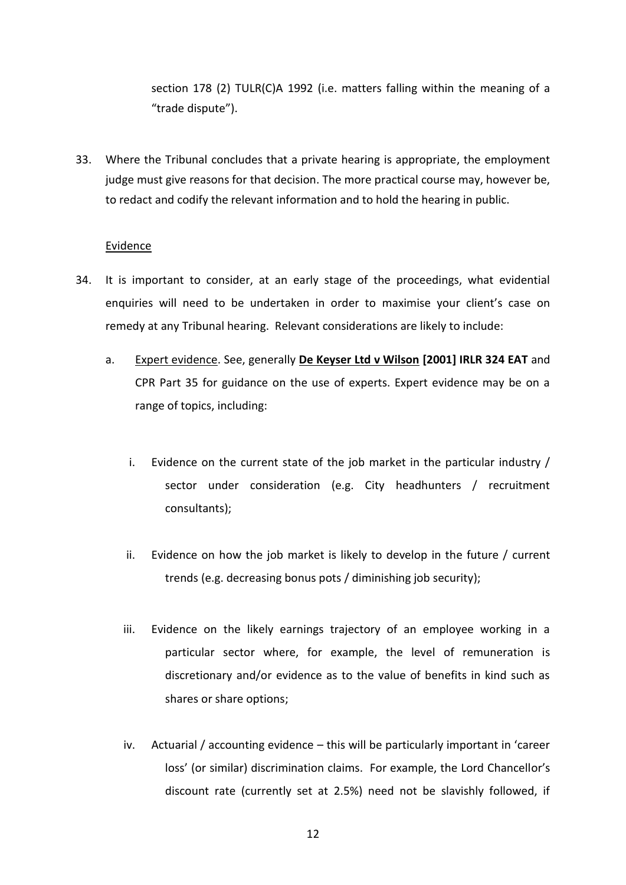section 178 (2) TULR(C)A 1992 (i.e. matters falling within the meaning of a "trade dispute").

33. Where the Tribunal concludes that a private hearing is appropriate, the employment judge must give reasons for that decision. The more practical course may, however be, to redact and codify the relevant information and to hold the hearing in public.

<u>Evidence</u>

34. It is important to consider, at an early stage of the proceedings, what evidential enquiries will need to be undertaken in order to maximise your client's case on remedy at any Tribunal hearing. Relevant considerations are likely to include:

    a. <u>Expert evidence</u>. See, generally **<u>De Keyser Ltd v Wilson</u> [2001] IRLR 324 EAT** and CPR Part 35 for guidance on the use of experts. Expert evidence may be on a range of topics, including:

        i. Evidence on the current state of the job market in the particular industry / sector under consideration (e.g. City headhunters / recruitment consultants);

        ii. Evidence on how the job market is likely to develop in the future / current trends (e.g. decreasing bonus pots / diminishing job security);

        iii. Evidence on the likely earnings trajectory of an employee working in a particular sector where, for example, the level of remuneration is discretionary and/or evidence as to the value of benefits in kind such as shares or share options;

        iv. Actuarial / accounting evidence – this will be particularly important in 'career loss' (or similar) discrimination claims. For example, the Lord Chancellor's discount rate (currently set at 2.5%) need not be slavishly followed, if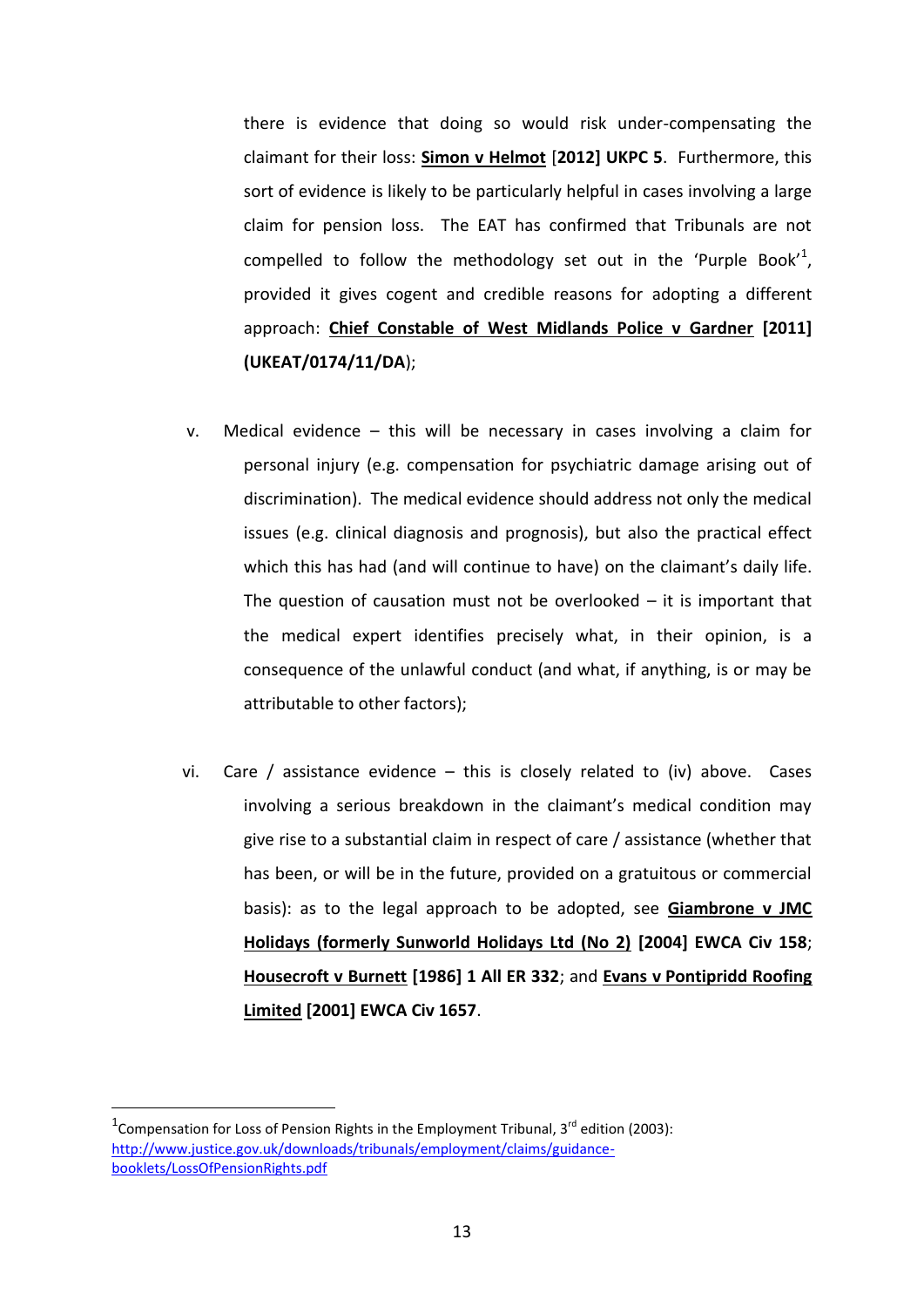there is evidence that doing so would risk under-compensating the claimant for their loss: **Simon v Helmot** [**2012] UKPC 5**. Furthermore, this sort of evidence is likely to be particularly helpful in cases involving a large claim for pension loss. The EAT has confirmed that Tribunals are not compelled to follow the methodology set out in the 'Purple Book'[1], provided it gives cogent and credible reasons for adopting a different approach: **Chief Constable of West Midlands Police v Gardner [2011] (UKEAT/0174/11/DA**);

v. Medical evidence – this will be necessary in cases involving a claim for personal injury (e.g. compensation for psychiatric damage arising out of discrimination). The medical evidence should address not only the medical issues (e.g. clinical diagnosis and prognosis), but also the practical effect which this has had (and will continue to have) on the claimant's daily life. The question of causation must not be overlooked – it is important that the medical expert identifies precisely what, in their opinion, is a consequence of the unlawful conduct (and what, if anything, is or may be attributable to other factors);

vi. Care / assistance evidence – this is closely related to (iv) above. Cases involving a serious breakdown in the claimant's medical condition may give rise to a substantial claim in respect of care / assistance (whether that has been, or will be in the future, provided on a gratuitous or commercial basis): as to the legal approach to be adopted, see **Giambrone v JMC Holidays (formerly Sunworld Holidays Ltd (No 2) [2004] EWCA Civ 158**; **Housecroft v Burnett [1986] 1 All ER 332**; and **Evans v Pontipridd Roofing Limited [2001] EWCA Civ 1657**.

---

[1] Compensation for Loss of Pension Rights in the Employment Tribunal, 3rd edition (2003): http://www.justice.gov.uk/downloads/tribunals/employment/claims/guidance-booklets/LossOfPensionRights.pdf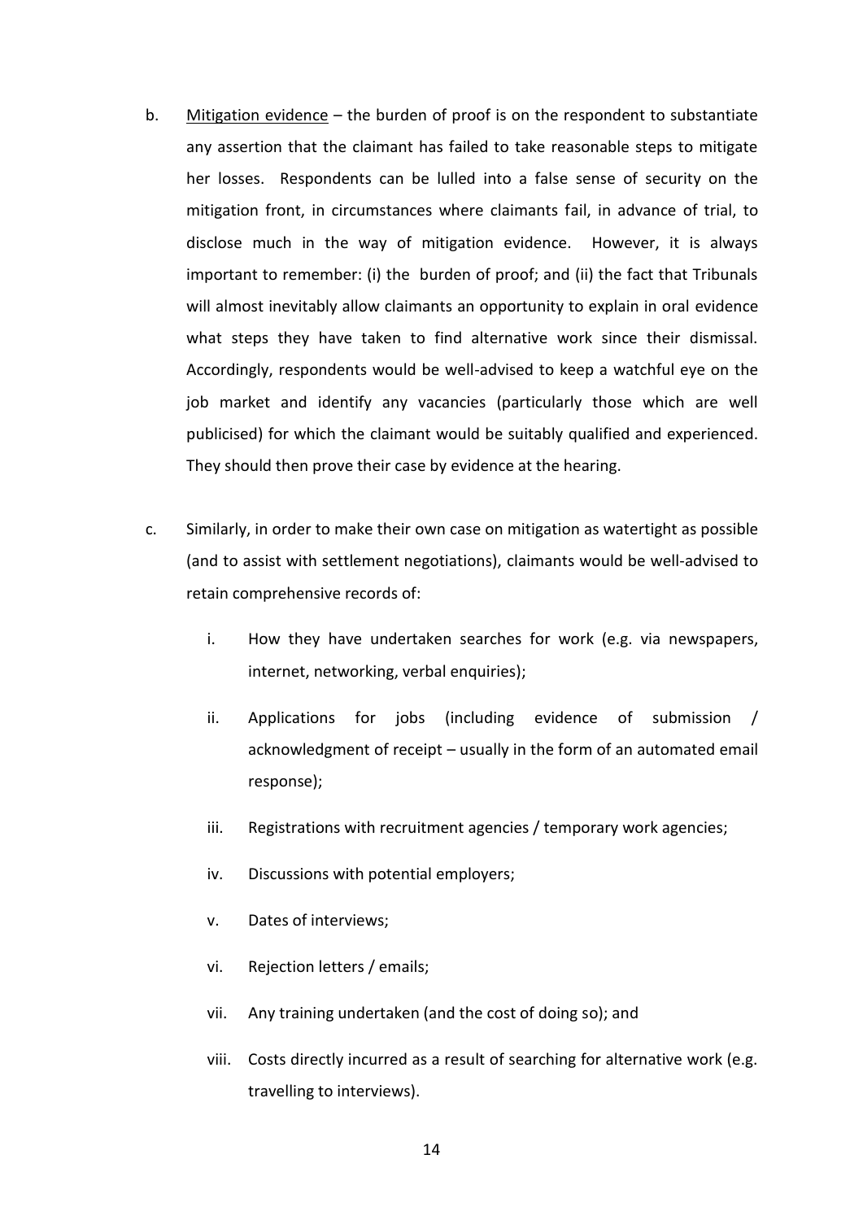b. Mitigation evidence – the burden of proof is on the respondent to substantiate any assertion that the claimant has failed to take reasonable steps to mitigate her losses. Respondents can be lulled into a false sense of security on the mitigation front, in circumstances where claimants fail, in advance of trial, to disclose much in the way of mitigation evidence. However, it is always important to remember: (i) the burden of proof; and (ii) the fact that Tribunals will almost inevitably allow claimants an opportunity to explain in oral evidence what steps they have taken to find alternative work since their dismissal. Accordingly, respondents would be well-advised to keep a watchful eye on the job market and identify any vacancies (particularly those which are well publicised) for which the claimant would be suitably qualified and experienced. They should then prove their case by evidence at the hearing.

c. Similarly, in order to make their own case on mitigation as watertight as possible (and to assist with settlement negotiations), claimants would be well-advised to retain comprehensive records of:

   i. How they have undertaken searches for work (e.g. via newspapers, internet, networking, verbal enquiries);

   ii. Applications for jobs (including evidence of submission / acknowledgment of receipt – usually in the form of an automated email response);

   iii. Registrations with recruitment agencies / temporary work agencies;

   iv. Discussions with potential employers;

   v. Dates of interviews;

   vi. Rejection letters / emails;

   vii. Any training undertaken (and the cost of doing so); and

   viii. Costs directly incurred as a result of searching for alternative work (e.g. travelling to interviews).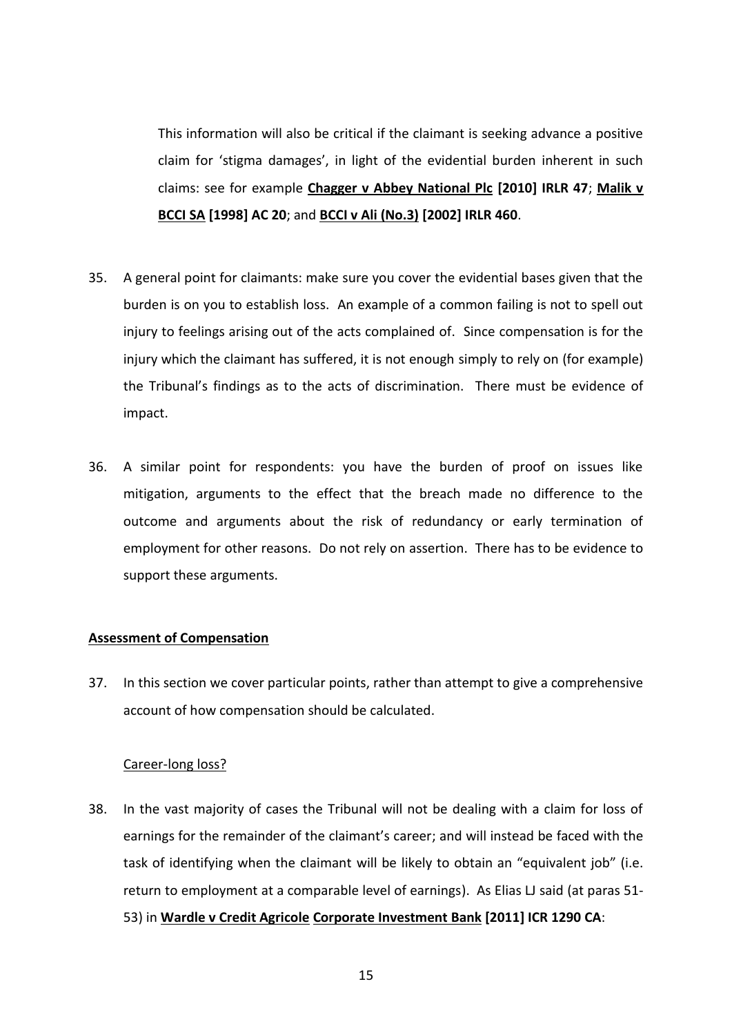This information will also be critical if the claimant is seeking advance a positive claim for 'stigma damages', in light of the evidential burden inherent in such claims: see for example **<u>Chagger v Abbey National Plc</u> [2010] IRLR 47**; **<u>Malik v BCCI SA</u> [1998] AC 20**; and **<u>BCCI v Ali (No.3)</u> [2002] IRLR 460**.

35. A general point for claimants: make sure you cover the evidential bases given that the burden is on you to establish loss. An example of a common failing is not to spell out injury to feelings arising out of the acts complained of. Since compensation is for the injury which the claimant has suffered, it is not enough simply to rely on (for example) the Tribunal's findings as to the acts of discrimination. There must be evidence of impact.

36. A similar point for respondents: you have the burden of proof on issues like mitigation, arguments to the effect that the breach made no difference to the outcome and arguments about the risk of redundancy or early termination of employment for other reasons. Do not rely on assertion. There has to be evidence to support these arguments.

**<u>Assessment of Compensation</u>**

37. In this section we cover particular points, rather than attempt to give a comprehensive account of how compensation should be calculated.

<u>Career-long loss?</u>

38. In the vast majority of cases the Tribunal will not be dealing with a claim for loss of earnings for the remainder of the claimant's career; and will instead be faced with the task of identifying when the claimant will be likely to obtain an "equivalent job" (i.e. return to employment at a comparable level of earnings). As Elias LJ said (at paras 51-53) in **<u>Wardle v Credit Agricole Corporate Investment Bank</u> [2011] ICR 1290 CA**: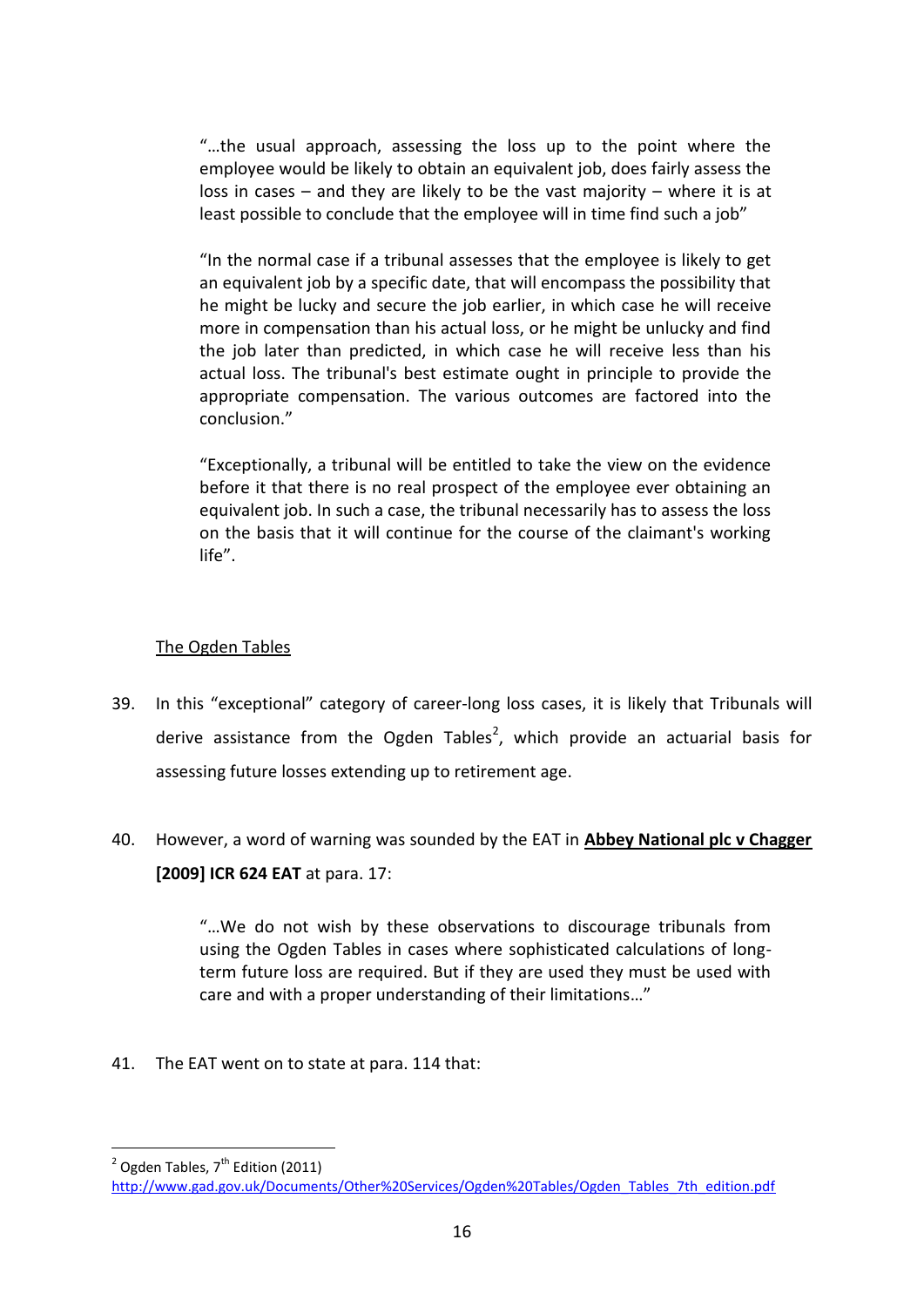> "…the usual approach, assessing the loss up to the point where the employee would be likely to obtain an equivalent job, does fairly assess the loss in cases – and they are likely to be the vast majority – where it is at least possible to conclude that the employee will in time find such a job"
>
> "In the normal case if a tribunal assesses that the employee is likely to get an equivalent job by a specific date, that will encompass the possibility that he might be lucky and secure the job earlier, in which case he will receive more in compensation than his actual loss, or he might be unlucky and find the job later than predicted, in which case he will receive less than his actual loss. The tribunal's best estimate ought in principle to provide the appropriate compensation. The various outcomes are factored into the conclusion."
>
> "Exceptionally, a tribunal will be entitled to take the view on the evidence before it that there is no real prospect of the employee ever obtaining an equivalent job. In such a case, the tribunal necessarily has to assess the loss on the basis that it will continue for the course of the claimant's working life".

<u>The Ogden Tables</u>

39. In this "exceptional" category of career-long loss cases, it is likely that Tribunals will derive assistance from the Ogden Tables[2], which provide an actuarial basis for assessing future losses extending up to retirement age.

40. However, a word of warning was sounded by the EAT in **<u>Abbey National plc v Chagger</u> [2009] ICR 624 EAT** at para. 17:

> "…We do not wish by these observations to discourage tribunals from using the Ogden Tables in cases where sophisticated calculations of long-term future loss are required. But if they are used they must be used with care and with a proper understanding of their limitations…"

41. The EAT went on to state at para. 114 that:

---

[2] Ogden Tables, 7th Edition (2011) http://www.gad.gov.uk/Documents/Other%20Services/Ogden%20Tables/Ogden_Tables_7th_edition.pdf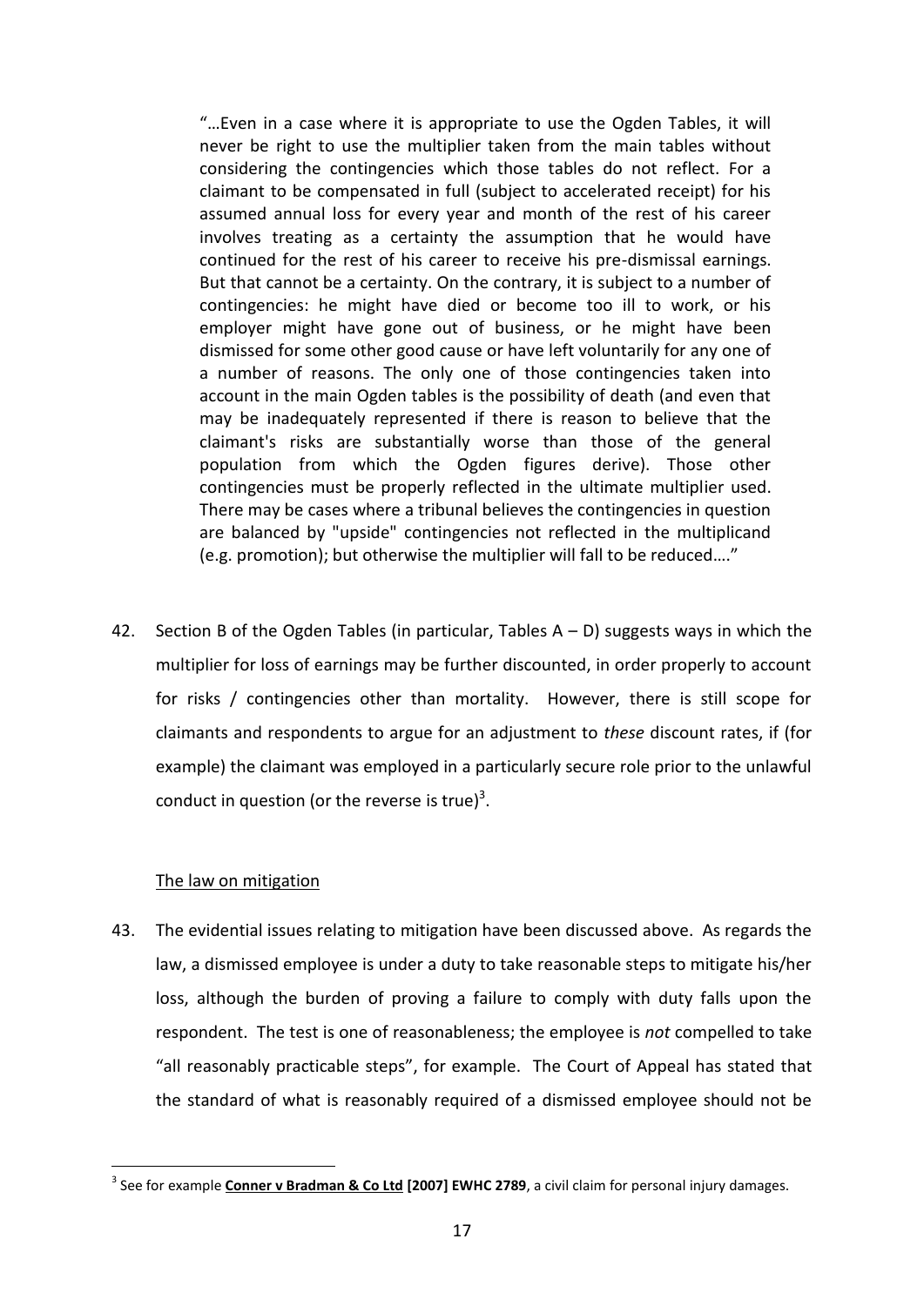> "…Even in a case where it is appropriate to use the Ogden Tables, it will never be right to use the multiplier taken from the main tables without considering the contingencies which those tables do not reflect. For a claimant to be compensated in full (subject to accelerated receipt) for his assumed annual loss for every year and month of the rest of his career involves treating as a certainty the assumption that he would have continued for the rest of his career to receive his pre-dismissal earnings. But that cannot be a certainty. On the contrary, it is subject to a number of contingencies: he might have died or become too ill to work, or his employer might have gone out of business, or he might have been dismissed for some other good cause or have left voluntarily for any one of a number of reasons. The only one of those contingencies taken into account in the main Ogden tables is the possibility of death (and even that may be inadequately represented if there is reason to believe that the claimant's risks are substantially worse than those of the general population from which the Ogden figures derive). Those other contingencies must be properly reflected in the ultimate multiplier used. There may be cases where a tribunal believes the contingencies in question are balanced by "upside" contingencies not reflected in the multiplicand (e.g. promotion); but otherwise the multiplier will fall to be reduced…."

42. Section B of the Ogden Tables (in particular, Tables A – D) suggests ways in which the multiplier for loss of earnings may be further discounted, in order properly to account for risks / contingencies other than mortality. However, there is still scope for claimants and respondents to argue for an adjustment to *these* discount rates, if (for example) the claimant was employed in a particularly secure role prior to the unlawful conduct in question (or the reverse is true)[3].

<u>The law on mitigation</u>

43. The evidential issues relating to mitigation have been discussed above. As regards the law, a dismissed employee is under a duty to take reasonable steps to mitigate his/her loss, although the burden of proving a failure to comply with duty falls upon the respondent. The test is one of reasonableness; the employee is *not* compelled to take "all reasonably practicable steps", for example. The Court of Appeal has stated that the standard of what is reasonably required of a dismissed employee should not be

---

[3] See for example **<u>Conner v Bradman & Co Ltd</u> [2007] EWHC 2789**, a civil claim for personal injury damages.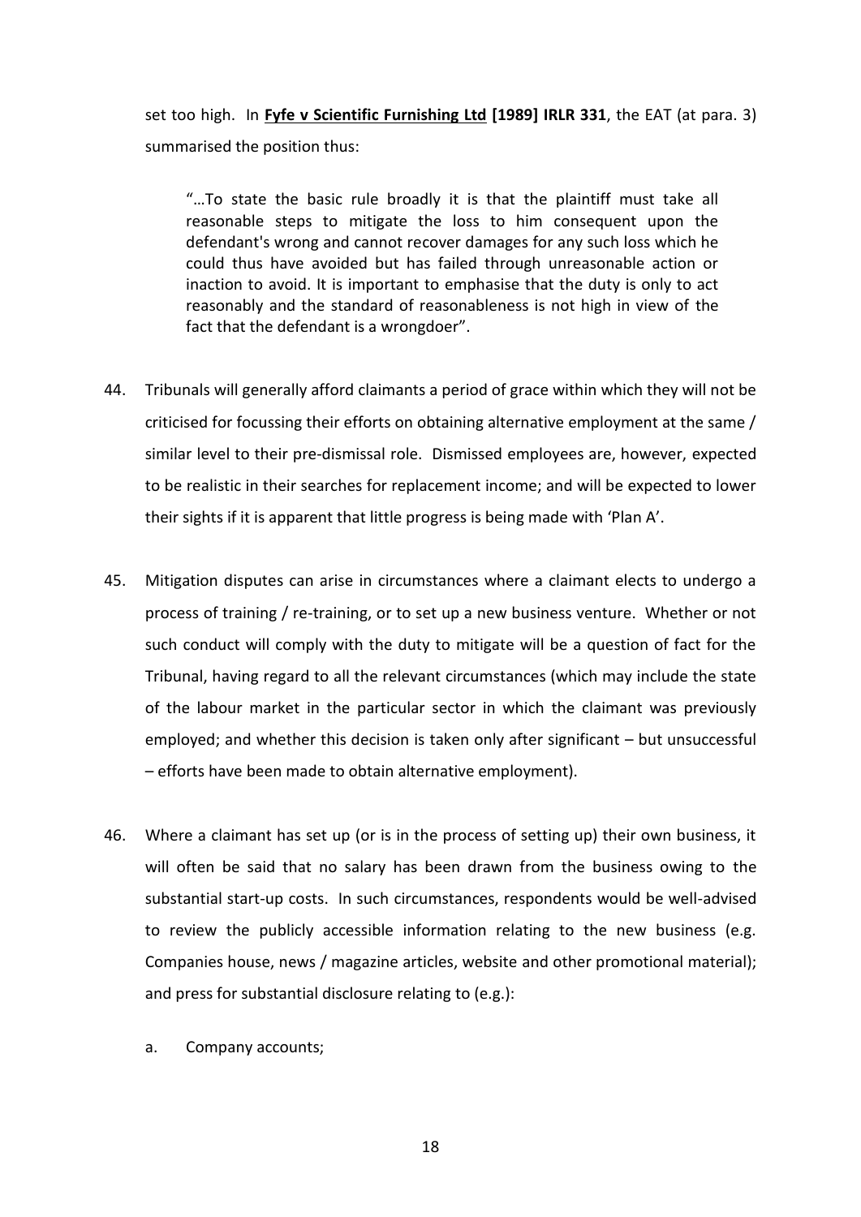set too high. In **Fyfe v Scientific Furnishing Ltd [1989] IRLR 331**, the EAT (at para. 3) summarised the position thus:

> "…To state the basic rule broadly it is that the plaintiff must take all reasonable steps to mitigate the loss to him consequent upon the defendant's wrong and cannot recover damages for any such loss which he could thus have avoided but has failed through unreasonable action or inaction to avoid. It is important to emphasise that the duty is only to act reasonably and the standard of reasonableness is not high in view of the fact that the defendant is a wrongdoer".

44. Tribunals will generally afford claimants a period of grace within which they will not be criticised for focussing their efforts on obtaining alternative employment at the same / similar level to their pre-dismissal role. Dismissed employees are, however, expected to be realistic in their searches for replacement income; and will be expected to lower their sights if it is apparent that little progress is being made with 'Plan A'.

45. Mitigation disputes can arise in circumstances where a claimant elects to undergo a process of training / re-training, or to set up a new business venture. Whether or not such conduct will comply with the duty to mitigate will be a question of fact for the Tribunal, having regard to all the relevant circumstances (which may include the state of the labour market in the particular sector in which the claimant was previously employed; and whether this decision is taken only after significant – but unsuccessful – efforts have been made to obtain alternative employment).

46. Where a claimant has set up (or is in the process of setting up) their own business, it will often be said that no salary has been drawn from the business owing to the substantial start-up costs. In such circumstances, respondents would be well-advised to review the publicly accessible information relating to the new business (e.g. Companies house, news / magazine articles, website and other promotional material); and press for substantial disclosure relating to (e.g.):

    a. Company accounts;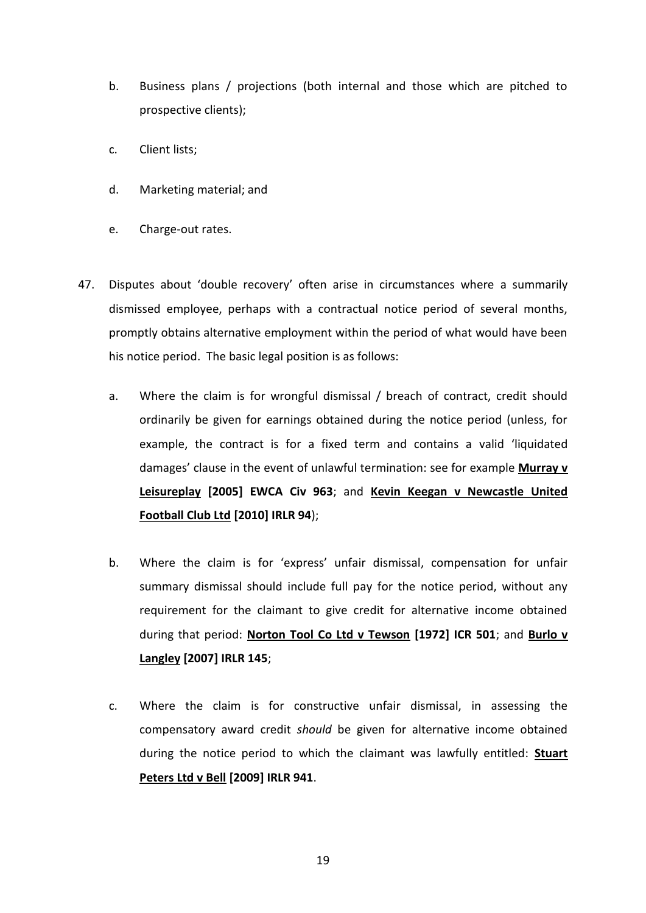b. Business plans / projections (both internal and those which are pitched to prospective clients);

c. Client lists;

d. Marketing material; and

e. Charge-out rates.

47. Disputes about 'double recovery' often arise in circumstances where a summarily dismissed employee, perhaps with a contractual notice period of several months, promptly obtains alternative employment within the period of what would have been his notice period. The basic legal position is as follows:

    a. Where the claim is for wrongful dismissal / breach of contract, credit should ordinarily be given for earnings obtained during the notice period (unless, for example, the contract is for a fixed term and contains a valid 'liquidated damages' clause in the event of unlawful termination: see for example **Murray v Leisureplay [2005] EWCA Civ 963**; and **Kevin Keegan v Newcastle United Football Club Ltd [2010] IRLR 94**);

    b. Where the claim is for 'express' unfair dismissal, compensation for unfair summary dismissal should include full pay for the notice period, without any requirement for the claimant to give credit for alternative income obtained during that period: **Norton Tool Co Ltd v Tewson [1972] ICR 501**; and **Burlo v Langley [2007] IRLR 145**;

    c. Where the claim is for constructive unfair dismissal, in assessing the compensatory award credit *should* be given for alternative income obtained during the notice period to which the claimant was lawfully entitled: **Stuart Peters Ltd v Bell [2009] IRLR 941**.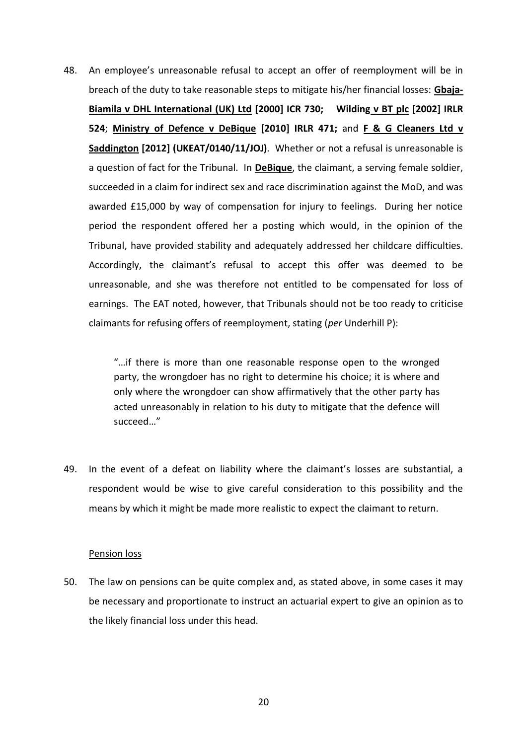48. An employee's unreasonable refusal to accept an offer of reemployment will be in breach of the duty to take reasonable steps to mitigate his/her financial losses: **Gbaja-Biamila v DHL International (UK) Ltd [2000] ICR 730; Wilding v BT plc [2002] IRLR 524**; **Ministry of Defence v DeBique [2010] IRLR 471;** and **F & G Cleaners Ltd v Saddington [2012] (UKEAT/0140/11/JOJ)**. Whether or not a refusal is unreasonable is a question of fact for the Tribunal. In **DeBique**, the claimant, a serving female soldier, succeeded in a claim for indirect sex and race discrimination against the MoD, and was awarded £15,000 by way of compensation for injury to feelings. During her notice period the respondent offered her a posting which would, in the opinion of the Tribunal, have provided stability and adequately addressed her childcare difficulties. Accordingly, the claimant's refusal to accept this offer was deemed to be unreasonable, and she was therefore not entitled to be compensated for loss of earnings. The EAT noted, however, that Tribunals should not be too ready to criticise claimants for refusing offers of reemployment, stating (*per* Underhill P):

> "…if there is more than one reasonable response open to the wronged party, the wrongdoer has no right to determine his choice; it is where and only where the wrongdoer can show affirmatively that the other party has acted unreasonably in relation to his duty to mitigate that the defence will succeed…"

49. In the event of a defeat on liability where the claimant's losses are substantial, a respondent would be wise to give careful consideration to this possibility and the means by which it might be made more realistic to expect the claimant to return.

Pension loss

50. The law on pensions can be quite complex and, as stated above, in some cases it may be necessary and proportionate to instruct an actuarial expert to give an opinion as to the likely financial loss under this head.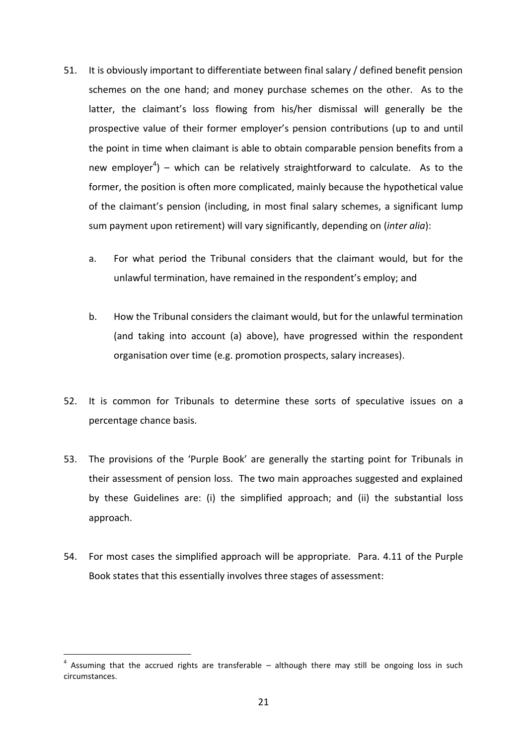51. It is obviously important to differentiate between final salary / defined benefit pension schemes on the one hand; and money purchase schemes on the other. As to the latter, the claimant's loss flowing from his/her dismissal will generally be the prospective value of their former employer's pension contributions (up to and until the point in time when claimant is able to obtain comparable pension benefits from a new employer[4]) – which can be relatively straightforward to calculate. As to the former, the position is often more complicated, mainly because the hypothetical value of the claimant's pension (including, in most final salary schemes, a significant lump sum payment upon retirement) will vary significantly, depending on (*inter alia*):

    a. For what period the Tribunal considers that the claimant would, but for the unlawful termination, have remained in the respondent's employ; and

    b. How the Tribunal considers the claimant would, but for the unlawful termination (and taking into account (a) above), have progressed within the respondent organisation over time (e.g. promotion prospects, salary increases).

52. It is common for Tribunals to determine these sorts of speculative issues on a percentage chance basis.

53. The provisions of the 'Purple Book' are generally the starting point for Tribunals in their assessment of pension loss. The two main approaches suggested and explained by these Guidelines are: (i) the simplified approach; and (ii) the substantial loss approach.

54. For most cases the simplified approach will be appropriate. Para. 4.11 of the Purple Book states that this essentially involves three stages of assessment:

---

[4] Assuming that the accrued rights are transferable – although there may still be ongoing loss in such circumstances.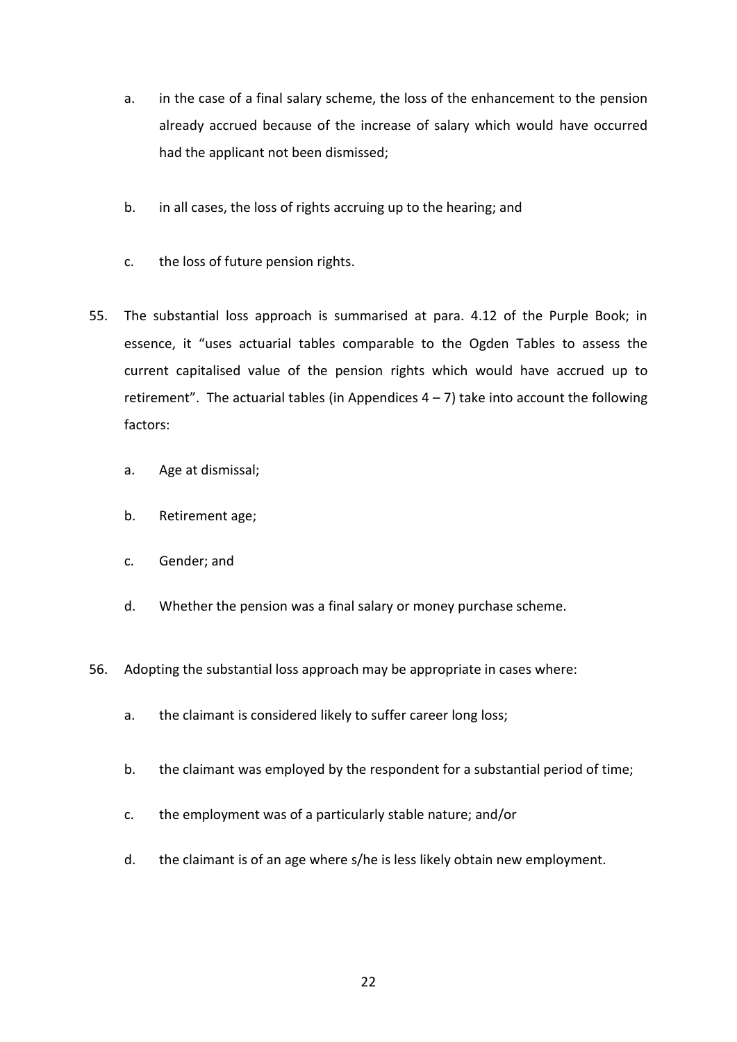a. in the case of a final salary scheme, the loss of the enhancement to the pension already accrued because of the increase of salary which would have occurred had the applicant not been dismissed;

b. in all cases, the loss of rights accruing up to the hearing; and

c. the loss of future pension rights.

55. The substantial loss approach is summarised at para. 4.12 of the Purple Book; in essence, it "uses actuarial tables comparable to the Ogden Tables to assess the current capitalised value of the pension rights which would have accrued up to retirement". The actuarial tables (in Appendices 4 – 7) take into account the following factors:

    a. Age at dismissal;

    b. Retirement age;

    c. Gender; and

    d. Whether the pension was a final salary or money purchase scheme.

56. Adopting the substantial loss approach may be appropriate in cases where:

    a. the claimant is considered likely to suffer career long loss;

    b. the claimant was employed by the respondent for a substantial period of time;

    c. the employment was of a particularly stable nature; and/or

    d. the claimant is of an age where s/he is less likely obtain new employment.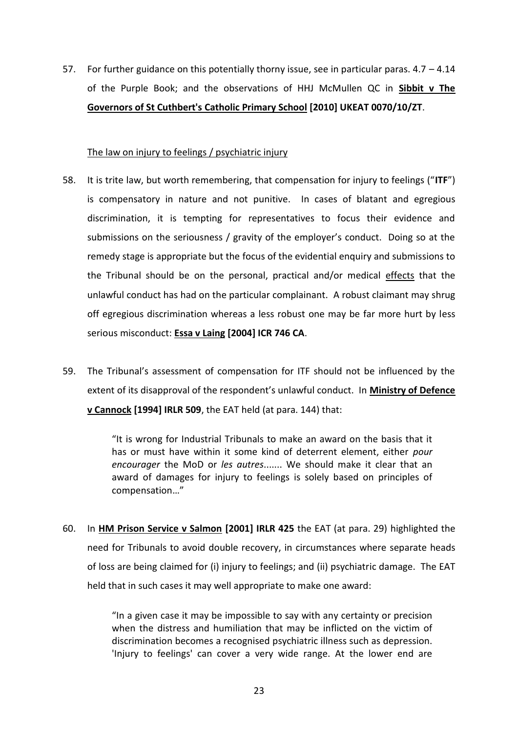57. For further guidance on this potentially thorny issue, see in particular paras. 4.7 – 4.14 of the Purple Book; and the observations of HHJ McMullen QC in **Sibbit v The Governors of St Cuthbert's Catholic Primary School [2010] UKEAT 0070/10/ZT**.

The law on injury to feelings / psychiatric injury

58. It is trite law, but worth remembering, that compensation for injury to feelings ("**ITF**") is compensatory in nature and not punitive. In cases of blatant and egregious discrimination, it is tempting for representatives to focus their evidence and submissions on the seriousness / gravity of the employer's conduct. Doing so at the remedy stage is appropriate but the focus of the evidential enquiry and submissions to the Tribunal should be on the personal, practical and/or medical effects that the unlawful conduct has had on the particular complainant. A robust claimant may shrug off egregious discrimination whereas a less robust one may be far more hurt by less serious misconduct: **Essa v Laing [2004] ICR 746 CA**.

59. The Tribunal's assessment of compensation for ITF should not be influenced by the extent of its disapproval of the respondent's unlawful conduct. In **Ministry of Defence v Cannock [1994] IRLR 509**, the EAT held (at para. 144) that:

> "It is wrong for Industrial Tribunals to make an award on the basis that it has or must have within it some kind of deterrent element, either *pour encourager* the MoD or *les autres*....... We should make it clear that an award of damages for injury to feelings is solely based on principles of compensation…"

60. In **HM Prison Service v Salmon [2001] IRLR 425** the EAT (at para. 29) highlighted the need for Tribunals to avoid double recovery, in circumstances where separate heads of loss are being claimed for (i) injury to feelings; and (ii) psychiatric damage. The EAT held that in such cases it may well appropriate to make one award:

> "In a given case it may be impossible to say with any certainty or precision when the distress and humiliation that may be inflicted on the victim of discrimination becomes a recognised psychiatric illness such as depression. 'Injury to feelings' can cover a very wide range. At the lower end are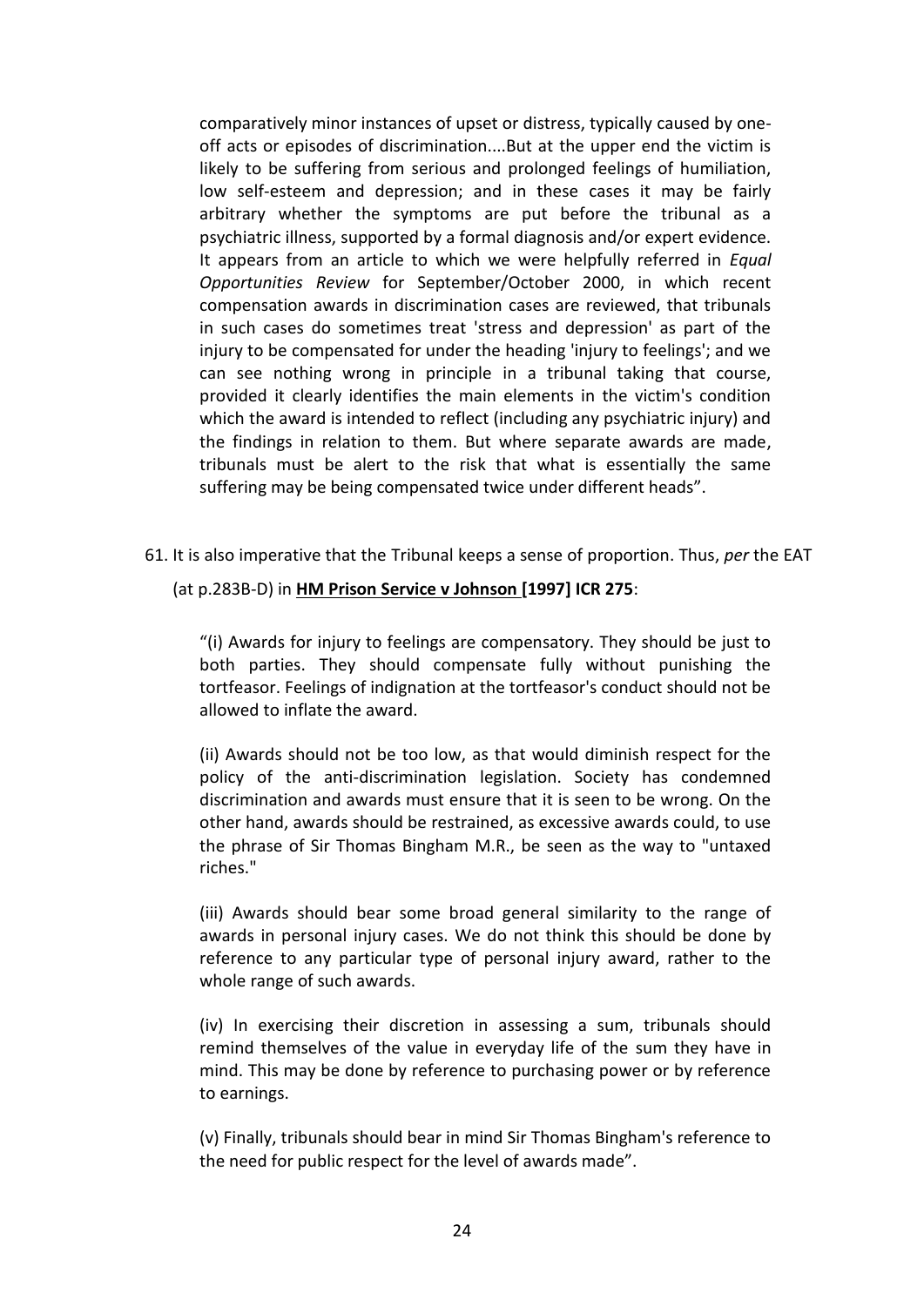> comparatively minor instances of upset or distress, typically caused by one-off acts or episodes of discrimination....But at the upper end the victim is likely to be suffering from serious and prolonged feelings of humiliation, low self-esteem and depression; and in these cases it may be fairly arbitrary whether the symptoms are put before the tribunal as a psychiatric illness, supported by a formal diagnosis and/or expert evidence. It appears from an article to which we were helpfully referred in *Equal Opportunities Review* for September/October 2000, in which recent compensation awards in discrimination cases are reviewed, that tribunals in such cases do sometimes treat 'stress and depression' as part of the injury to be compensated for under the heading 'injury to feelings'; and we can see nothing wrong in principle in a tribunal taking that course, provided it clearly identifies the main elements in the victim's condition which the award is intended to reflect (including any psychiatric injury) and the findings in relation to them. But where separate awards are made, tribunals must be alert to the risk that what is essentially the same suffering may be being compensated twice under different heads".

61. It is also imperative that the Tribunal keeps a sense of proportion. Thus, *per* the EAT (at p.283B-D) in **HM Prison Service v Johnson [1997] ICR 275**:

> "(i) Awards for injury to feelings are compensatory. They should be just to both parties. They should compensate fully without punishing the tortfeasor. Feelings of indignation at the tortfeasor's conduct should not be allowed to inflate the award.
>
> (ii) Awards should not be too low, as that would diminish respect for the policy of the anti-discrimination legislation. Society has condemned discrimination and awards must ensure that it is seen to be wrong. On the other hand, awards should be restrained, as excessive awards could, to use the phrase of Sir Thomas Bingham M.R., be seen as the way to "untaxed riches."
>
> (iii) Awards should bear some broad general similarity to the range of awards in personal injury cases. We do not think this should be done by reference to any particular type of personal injury award, rather to the whole range of such awards.
>
> (iv) In exercising their discretion in assessing a sum, tribunals should remind themselves of the value in everyday life of the sum they have in mind. This may be done by reference to purchasing power or by reference to earnings.
>
> (v) Finally, tribunals should bear in mind Sir Thomas Bingham's reference to the need for public respect for the level of awards made".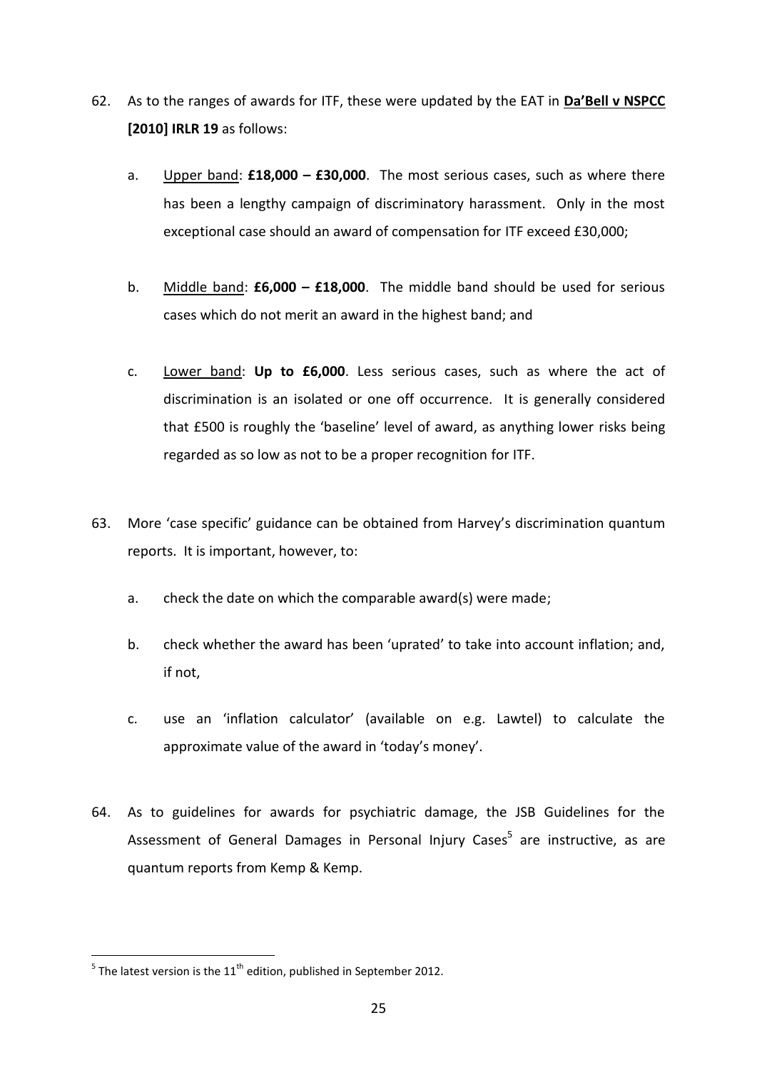62. As to the ranges of awards for ITF, these were updated by the EAT in **Da'Bell v NSPCC [2010] IRLR 19** as follows:

    a. Upper band: **£18,000 – £30,000**. The most serious cases, such as where there has been a lengthy campaign of discriminatory harassment. Only in the most exceptional case should an award of compensation for ITF exceed £30,000;

    b. Middle band: **£6,000 – £18,000**. The middle band should be used for serious cases which do not merit an award in the highest band; and

    c. Lower band: **Up to £6,000**. Less serious cases, such as where the act of discrimination is an isolated or one off occurrence. It is generally considered that £500 is roughly the 'baseline' level of award, as anything lower risks being regarded as so low as not to be a proper recognition for ITF.

63. More 'case specific' guidance can be obtained from Harvey's discrimination quantum reports. It is important, however, to:

    a. check the date on which the comparable award(s) were made;

    b. check whether the award has been 'uprated' to take into account inflation; and, if not,

    c. use an 'inflation calculator' (available on e.g. Lawtel) to calculate the approximate value of the award in 'today's money'.

64. As to guidelines for awards for psychiatric damage, the JSB Guidelines for the Assessment of General Damages in Personal Injury Cases[5] are instructive, as are quantum reports from Kemp & Kemp.

---

[5] The latest version is the 11th edition, published in September 2012.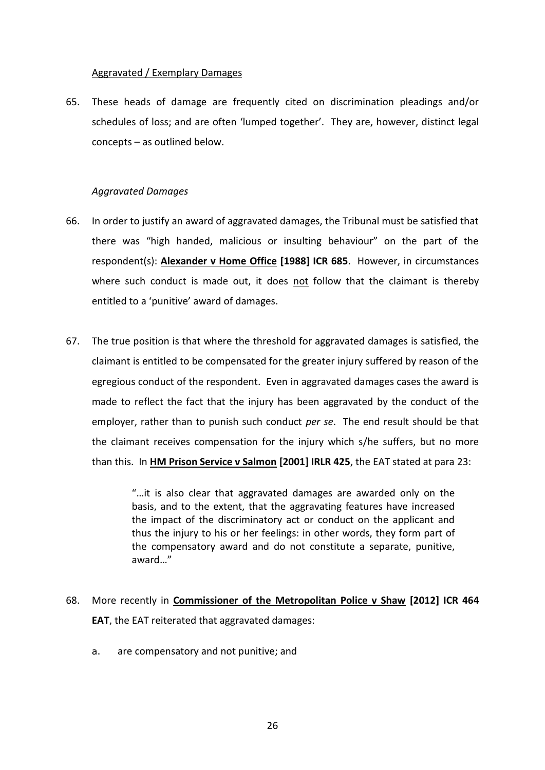<u>Aggravated / Exemplary Damages</u>

65. These heads of damage are frequently cited on discrimination pleadings and/or schedules of loss; and are often 'lumped together'. They are, however, distinct legal concepts – as outlined below.

*Aggravated Damages*

66. In order to justify an award of aggravated damages, the Tribunal must be satisfied that there was "high handed, malicious or insulting behaviour" on the part of the respondent(s): **<u>Alexander v Home Office</u> [1988] ICR 685**. However, in circumstances where such conduct is made out, it does <u>not</u> follow that the claimant is thereby entitled to a 'punitive' award of damages.

67. The true position is that where the threshold for aggravated damages is satisfied, the claimant is entitled to be compensated for the greater injury suffered by reason of the egregious conduct of the respondent. Even in aggravated damages cases the award is made to reflect the fact that the injury has been aggravated by the conduct of the employer, rather than to punish such conduct *per se*. The end result should be that the claimant receives compensation for the injury which s/he suffers, but no more than this. In **<u>HM Prison Service v Salmon</u> [2001] IRLR 425**, the EAT stated at para 23:

> "…it is also clear that aggravated damages are awarded only on the basis, and to the extent, that the aggravating features have increased the impact of the discriminatory act or conduct on the applicant and thus the injury to his or her feelings: in other words, they form part of the compensatory award and do not constitute a separate, punitive, award…"

68. More recently in **<u>Commissioner of the Metropolitan Police v Shaw</u> [2012] ICR 464 EAT**, the EAT reiterated that aggravated damages:

    a. are compensatory and not punitive; and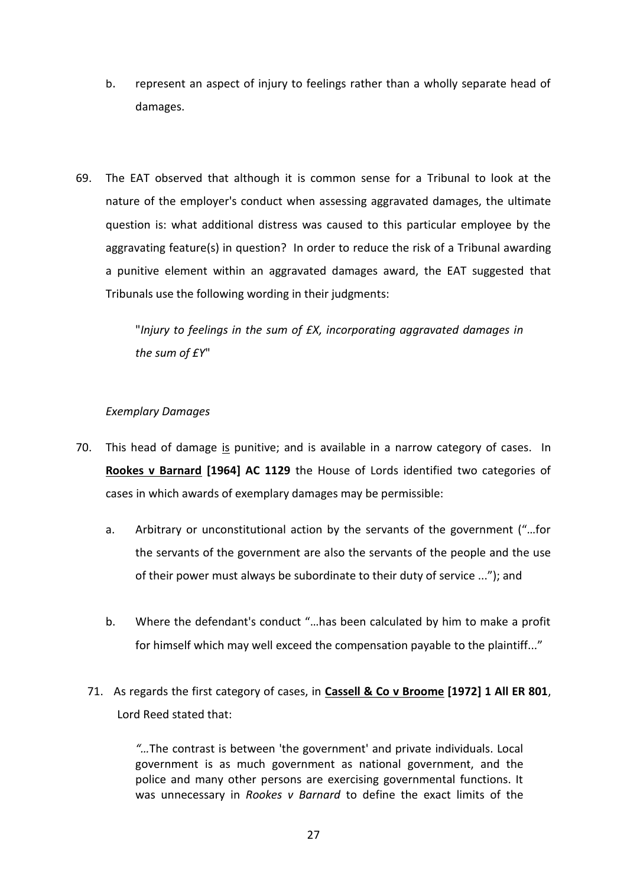b. represent an aspect of injury to feelings rather than a wholly separate head of damages.

69. The EAT observed that although it is common sense for a Tribunal to look at the nature of the employer's conduct when assessing aggravated damages, the ultimate question is: what additional distress was caused to this particular employee by the aggravating feature(s) in question? In order to reduce the risk of a Tribunal awarding a punitive element within an aggravated damages award, the EAT suggested that Tribunals use the following wording in their judgments:

> "*Injury to feelings in the sum of £X, incorporating aggravated damages in the sum of £Y*"

*Exemplary Damages*

70. This head of damage is punitive; and is available in a narrow category of cases. In **Rookes v Barnard [1964] AC 1129** the House of Lords identified two categories of cases in which awards of exemplary damages may be permissible:

    a. Arbitrary or unconstitutional action by the servants of the government ("…for the servants of the government are also the servants of the people and the use of their power must always be subordinate to their duty of service ..."); and

    b. Where the defendant's conduct "…has been calculated by him to make a profit for himself which may well exceed the compensation payable to the plaintiff..."

71. As regards the first category of cases, in **Cassell & Co v Broome [1972] 1 All ER 801**, Lord Reed stated that:

> *"…*The contrast is between 'the government' and private individuals. Local government is as much government as national government, and the police and many other persons are exercising governmental functions. It was unnecessary in *Rookes v Barnard* to define the exact limits of the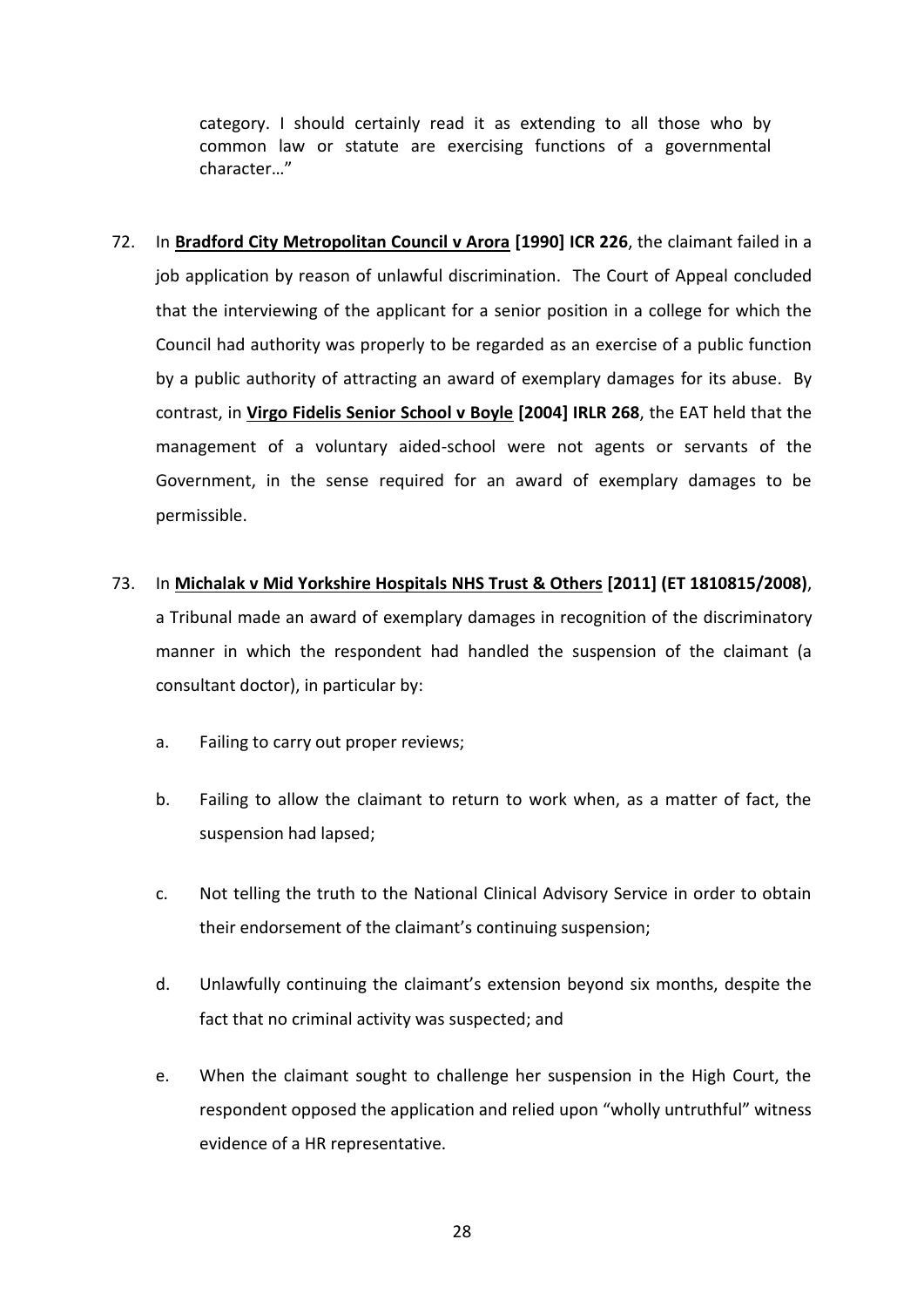category. I should certainly read it as extending to all those who by common law or statute are exercising functions of a governmental character…"

72. In **Bradford City Metropolitan Council v Arora [1990] ICR 226**, the claimant failed in a job application by reason of unlawful discrimination. The Court of Appeal concluded that the interviewing of the applicant for a senior position in a college for which the Council had authority was properly to be regarded as an exercise of a public function by a public authority of attracting an award of exemplary damages for its abuse. By contrast, in **Virgo Fidelis Senior School v Boyle [2004] IRLR 268**, the EAT held that the management of a voluntary aided-school were not agents or servants of the Government, in the sense required for an award of exemplary damages to be permissible.

73. In **Michalak v Mid Yorkshire Hospitals NHS Trust & Others [2011] (ET 1810815/2008)**, a Tribunal made an award of exemplary damages in recognition of the discriminatory manner in which the respondent had handled the suspension of the claimant (a consultant doctor), in particular by:

    a. Failing to carry out proper reviews;

    b. Failing to allow the claimant to return to work when, as a matter of fact, the suspension had lapsed;

    c. Not telling the truth to the National Clinical Advisory Service in order to obtain their endorsement of the claimant's continuing suspension;

    d. Unlawfully continuing the claimant's extension beyond six months, despite the fact that no criminal activity was suspected; and

    e. When the claimant sought to challenge her suspension in the High Court, the respondent opposed the application and relied upon "wholly untruthful" witness evidence of a HR representative.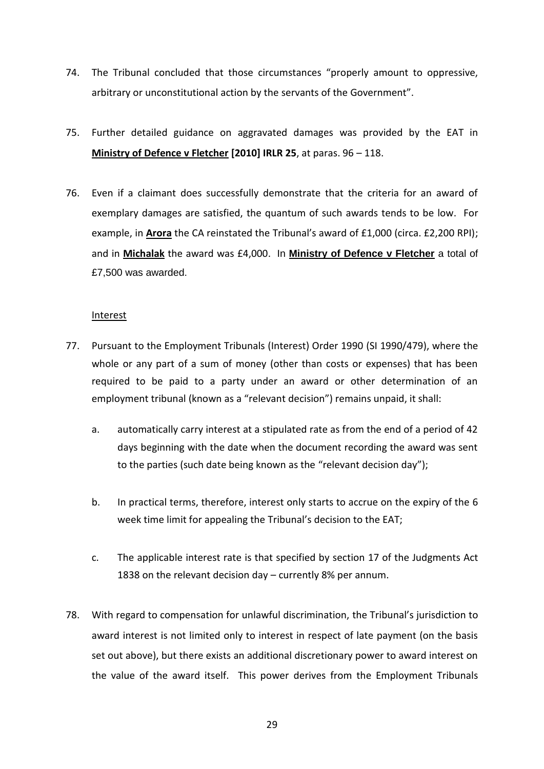74. The Tribunal concluded that those circumstances "properly amount to oppressive, arbitrary or unconstitutional action by the servants of the Government".

75. Further detailed guidance on aggravated damages was provided by the EAT in **Ministry of Defence v Fletcher [2010] IRLR 25**, at paras. 96 – 118.

76. Even if a claimant does successfully demonstrate that the criteria for an award of exemplary damages are satisfied, the quantum of such awards tends to be low. For example, in **Arora** the CA reinstated the Tribunal's award of £1,000 (circa. £2,200 RPI); and in **Michalak** the award was £4,000. In **Ministry of Defence v Fletcher** a total of £7,500 was awarded.

Interest

77. Pursuant to the Employment Tribunals (Interest) Order 1990 (SI 1990/479), where the whole or any part of a sum of money (other than costs or expenses) that has been required to be paid to a party under an award or other determination of an employment tribunal (known as a "relevant decision") remains unpaid, it shall:

    a. automatically carry interest at a stipulated rate as from the end of a period of 42 days beginning with the date when the document recording the award was sent to the parties (such date being known as the "relevant decision day");

    b. In practical terms, therefore, interest only starts to accrue on the expiry of the 6 week time limit for appealing the Tribunal's decision to the EAT;

    c. The applicable interest rate is that specified by section 17 of the Judgments Act 1838 on the relevant decision day – currently 8% per annum.

78. With regard to compensation for unlawful discrimination, the Tribunal's jurisdiction to award interest is not limited only to interest in respect of late payment (on the basis set out above), but there exists an additional discretionary power to award interest on the value of the award itself. This power derives from the Employment Tribunals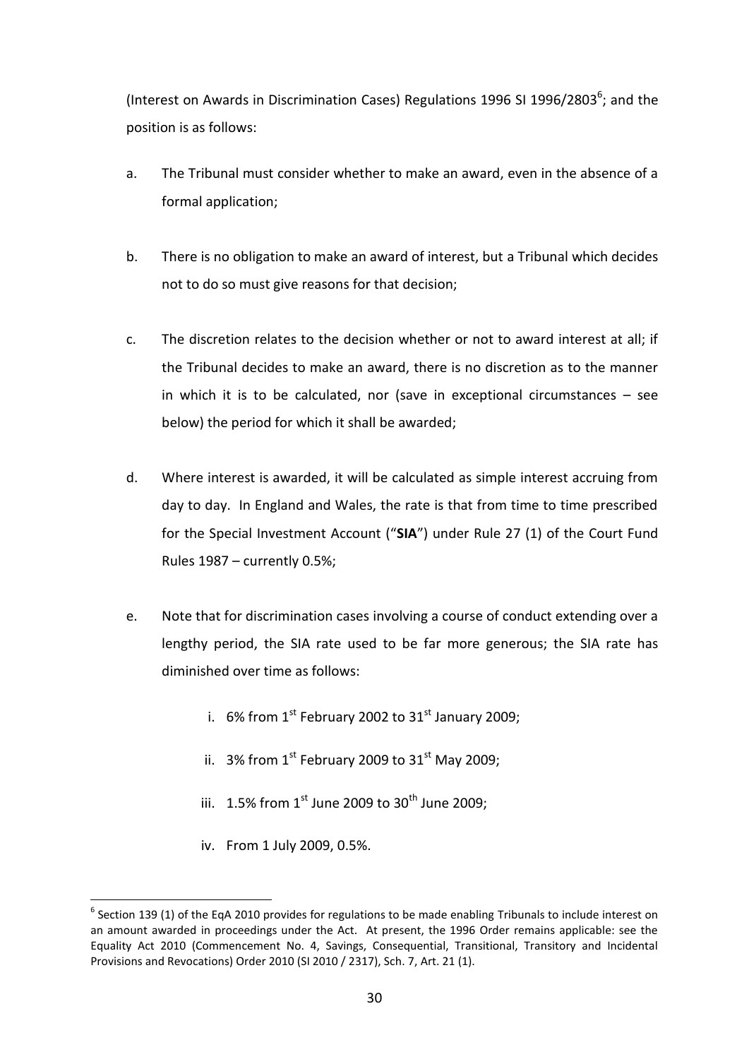(Interest on Awards in Discrimination Cases) Regulations 1996 SI 1996/2803[6]; and the position is as follows:

a. The Tribunal must consider whether to make an award, even in the absence of a formal application;

b. There is no obligation to make an award of interest, but a Tribunal which decides not to do so must give reasons for that decision;

c. The discretion relates to the decision whether or not to award interest at all; if the Tribunal decides to make an award, there is no discretion as to the manner in which it is to be calculated, nor (save in exceptional circumstances – see below) the period for which it shall be awarded;

d. Where interest is awarded, it will be calculated as simple interest accruing from day to day. In England and Wales, the rate is that from time to time prescribed for the Special Investment Account ("**SIA**") under Rule 27 (1) of the Court Fund Rules 1987 – currently 0.5%;

e. Note that for discrimination cases involving a course of conduct extending over a lengthy period, the SIA rate used to be far more generous; the SIA rate has diminished over time as follows:

    i. 6% from 1st February 2002 to 31st January 2009;

    ii. 3% from 1st February 2009 to 31st May 2009;

    iii. 1.5% from 1st June 2009 to 30th June 2009;

    iv. From 1 July 2009, 0.5%.

[6] Section 139 (1) of the EqA 2010 provides for regulations to be made enabling Tribunals to include interest on an amount awarded in proceedings under the Act. At present, the 1996 Order remains applicable: see the Equality Act 2010 (Commencement No. 4, Savings, Consequential, Transitional, Transitory and Incidental Provisions and Revocations) Order 2010 (SI 2010 / 2317), Sch. 7, Art. 21 (1).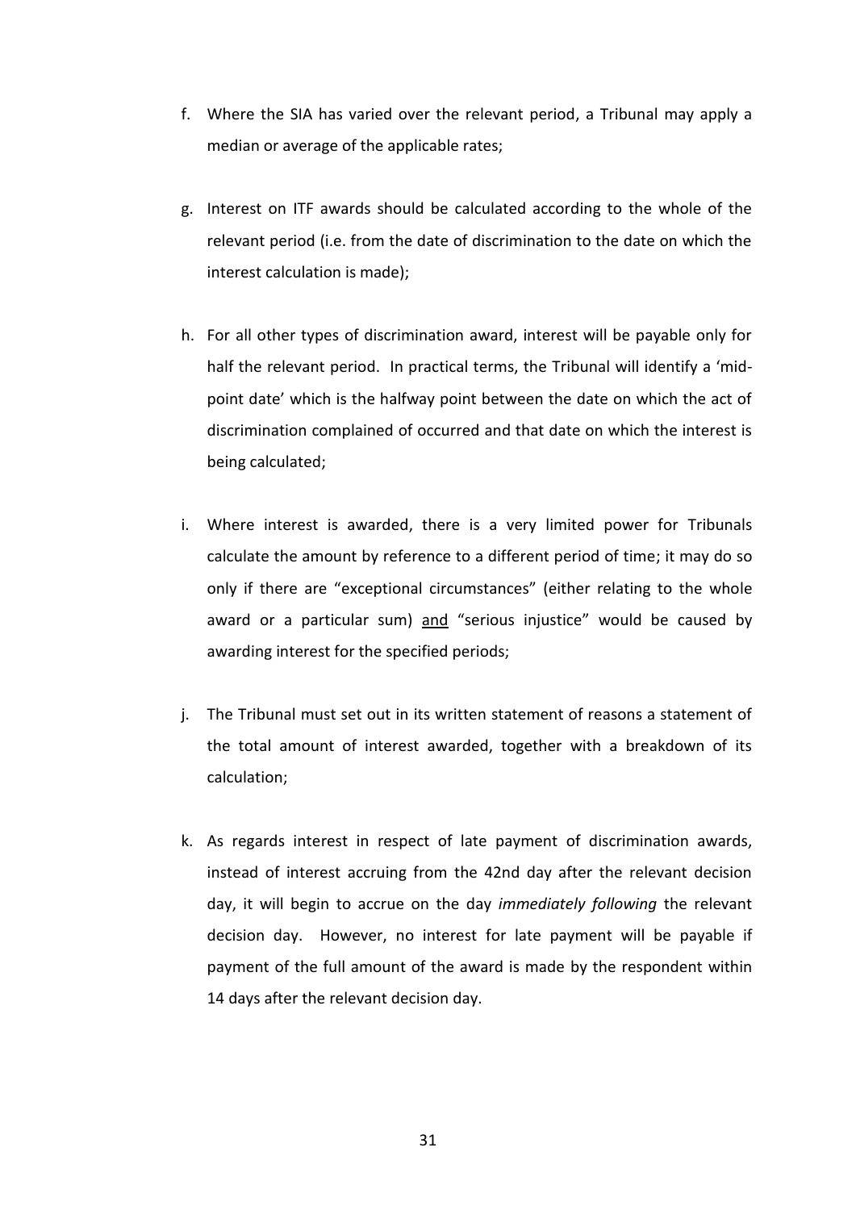f. Where the SIA has varied over the relevant period, a Tribunal may apply a median or average of the applicable rates;

g. Interest on ITF awards should be calculated according to the whole of the relevant period (i.e. from the date of discrimination to the date on which the interest calculation is made);

h. For all other types of discrimination award, interest will be payable only for half the relevant period. In practical terms, the Tribunal will identify a 'mid-point date' which is the halfway point between the date on which the act of discrimination complained of occurred and that date on which the interest is being calculated;

i. Where interest is awarded, there is a very limited power for Tribunals calculate the amount by reference to a different period of time; it may do so only if there are "exceptional circumstances" (either relating to the whole award or a particular sum) <u>and</u> "serious injustice" would be caused by awarding interest for the specified periods;

j. The Tribunal must set out in its written statement of reasons a statement of the total amount of interest awarded, together with a breakdown of its calculation;

k. As regards interest in respect of late payment of discrimination awards, instead of interest accruing from the 42nd day after the relevant decision day, it will begin to accrue on the day *immediately following* the relevant decision day. However, no interest for late payment will be payable if payment of the full amount of the award is made by the respondent within 14 days after the relevant decision day.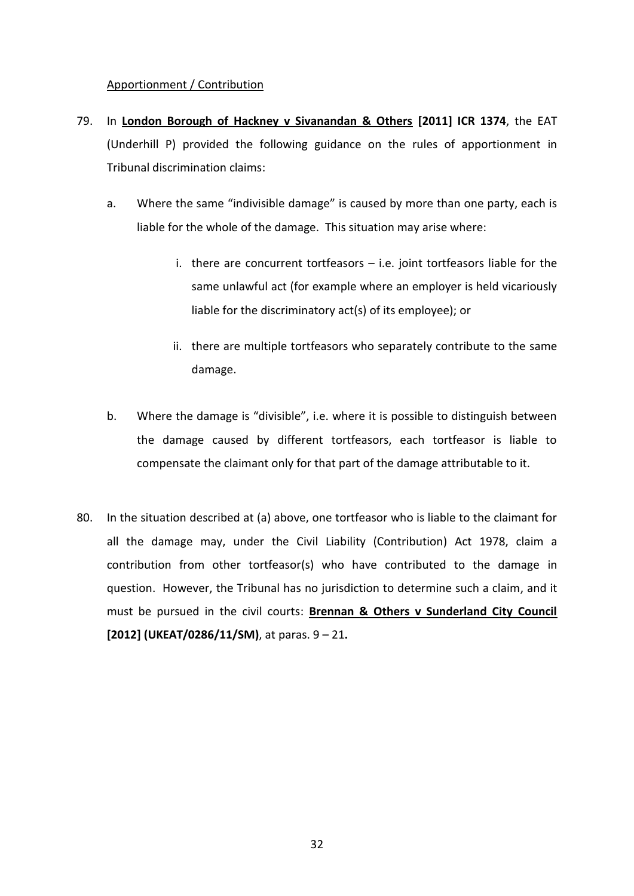Apportionment / Contribution

79. In **London Borough of Hackney v Sivanandan & Others** **[2011] ICR 1374**, the EAT (Underhill P) provided the following guidance on the rules of apportionment in Tribunal discrimination claims:

    a. Where the same "indivisible damage" is caused by more than one party, each is liable for the whole of the damage. This situation may arise where:

        i. there are concurrent tortfeasors – i.e. joint tortfeasors liable for the same unlawful act (for example where an employer is held vicariously liable for the discriminatory act(s) of its employee); or

        ii. there are multiple tortfeasors who separately contribute to the same damage.

    b. Where the damage is "divisible", i.e. where it is possible to distinguish between the damage caused by different tortfeasors, each tortfeasor is liable to compensate the claimant only for that part of the damage attributable to it.

80. In the situation described at (a) above, one tortfeasor who is liable to the claimant for all the damage may, under the Civil Liability (Contribution) Act 1978, claim a contribution from other tortfeasor(s) who have contributed to the damage in question. However, the Tribunal has no jurisdiction to determine such a claim, and it must be pursued in the civil courts: **Brennan & Others v Sunderland City Council [2012] (UKEAT/0286/11/SM)**, at paras. 9 – 21**.**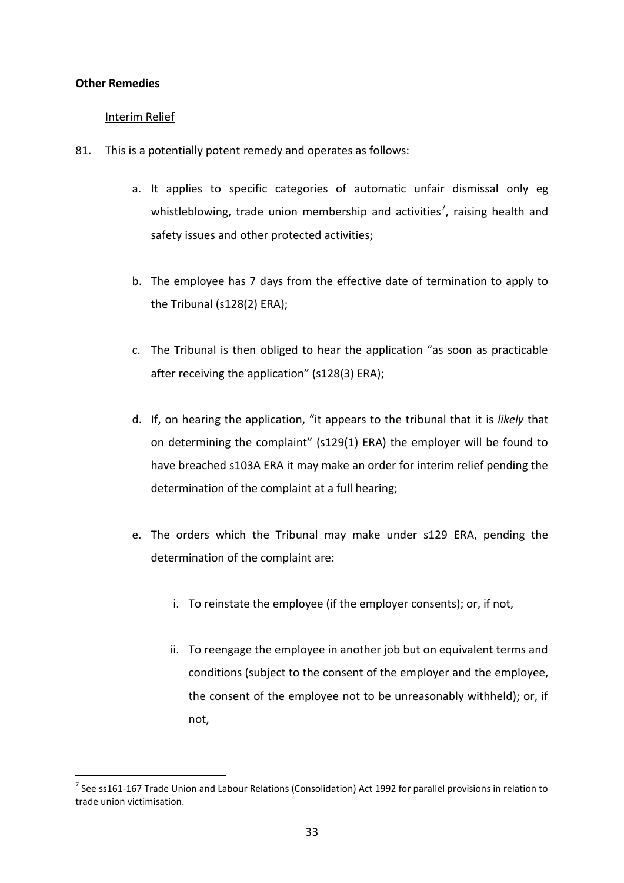**Other Remedies**

Interim Relief

81. This is a potentially potent remedy and operates as follows:

    a. It applies to specific categories of automatic unfair dismissal only eg whistleblowing, trade union membership and activities[7], raising health and safety issues and other protected activities;

    b. The employee has 7 days from the effective date of termination to apply to the Tribunal (s128(2) ERA);

    c. The Tribunal is then obliged to hear the application "as soon as practicable after receiving the application" (s128(3) ERA);

    d. If, on hearing the application, "it appears to the tribunal that it is *likely* that on determining the complaint" (s129(1) ERA) the employer will be found to have breached s103A ERA it may make an order for interim relief pending the determination of the complaint at a full hearing;

    e. The orders which the Tribunal may make under s129 ERA, pending the determination of the complaint are:

        i. To reinstate the employee (if the employer consents); or, if not,

        ii. To reengage the employee in another job but on equivalent terms and conditions (subject to the consent of the employer and the employee, the consent of the employee not to be unreasonably withheld); or, if not,

---

[7] See ss161-167 Trade Union and Labour Relations (Consolidation) Act 1992 for parallel provisions in relation to trade union victimisation.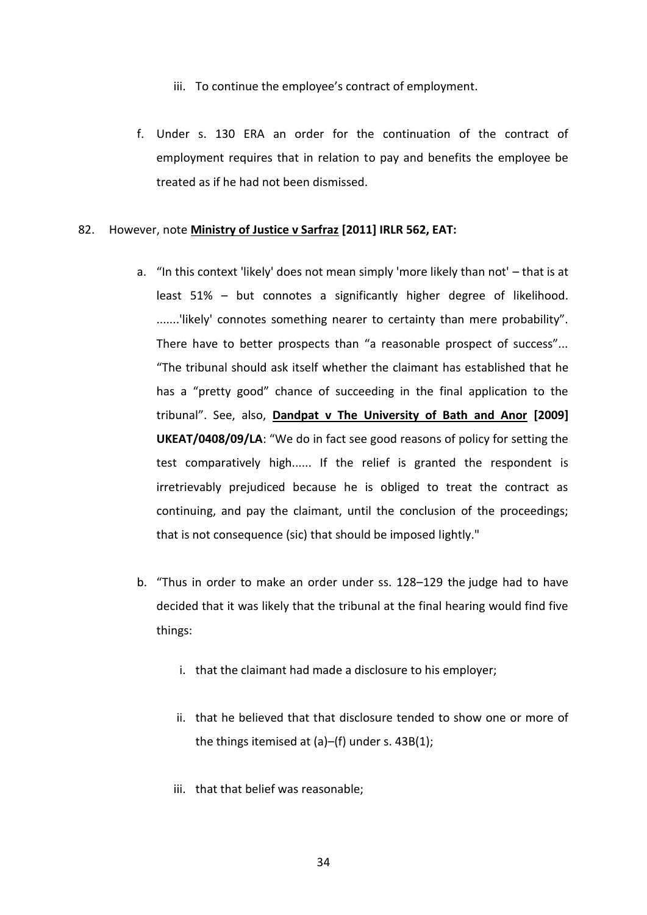iii. To continue the employee's contract of employment.

f. Under s. 130 ERA an order for the continuation of the contract of employment requires that in relation to pay and benefits the employee be treated as if he had not been dismissed.

82. However, note **Ministry of Justice v Sarfraz [2011] IRLR 562, EAT:**

   a. "In this context 'likely' does not mean simply 'more likely than not' – that is at least 51% – but connotes a significantly higher degree of likelihood. .......'likely' connotes something nearer to certainty than mere probability". There have to better prospects than "a reasonable prospect of success"... "The tribunal should ask itself whether the claimant has established that he has a "pretty good" chance of succeeding in the final application to the tribunal". See, also, **Dandpat v The University of Bath and Anor [2009] UKEAT/0408/09/LA**: "We do in fact see good reasons of policy for setting the test comparatively high...... If the relief is granted the respondent is irretrievably prejudiced because he is obliged to treat the contract as continuing, and pay the claimant, until the conclusion of the proceedings; that is not consequence (sic) that should be imposed lightly."

   b. "Thus in order to make an order under ss. 128–129 the judge had to have decided that it was likely that the tribunal at the final hearing would find five things:

      i. that the claimant had made a disclosure to his employer;

      ii. that he believed that that disclosure tended to show one or more of the things itemised at (a)–(f) under s. 43B(1);

      iii. that that belief was reasonable;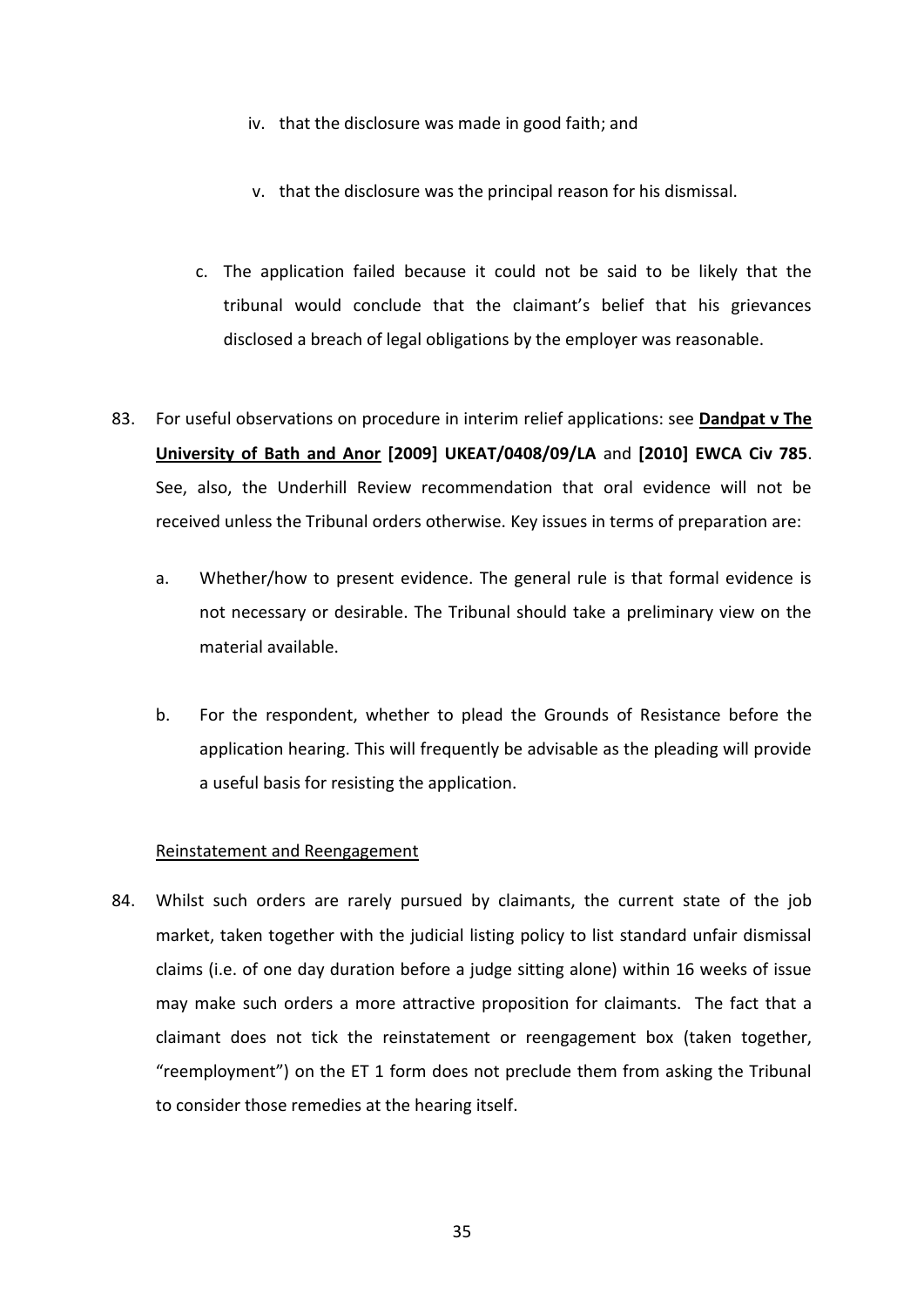iv. that the disclosure was made in good faith; and

   v. that the disclosure was the principal reason for his dismissal.

   c. The application failed because it could not be said to be likely that the tribunal would conclude that the claimant's belief that his grievances disclosed a breach of legal obligations by the employer was reasonable.

83. For useful observations on procedure in interim relief applications: see **Dandpat v The University of Bath and Anor** **[2009] UKEAT/0408/09/LA** and **[2010] EWCA Civ 785**. See, also, the Underhill Review recommendation that oral evidence will not be received unless the Tribunal orders otherwise. Key issues in terms of preparation are:

   a. Whether/how to present evidence. The general rule is that formal evidence is not necessary or desirable. The Tribunal should take a preliminary view on the material available.

   b. For the respondent, whether to plead the Grounds of Resistance before the application hearing. This will frequently be advisable as the pleading will provide a useful basis for resisting the application.

<u>Reinstatement and Reengagement</u>

84. Whilst such orders are rarely pursued by claimants, the current state of the job market, taken together with the judicial listing policy to list standard unfair dismissal claims (i.e. of one day duration before a judge sitting alone) within 16 weeks of issue may make such orders a more attractive proposition for claimants. The fact that a claimant does not tick the reinstatement or reengagement box (taken together, "reemployment") on the ET 1 form does not preclude them from asking the Tribunal to consider those remedies at the hearing itself.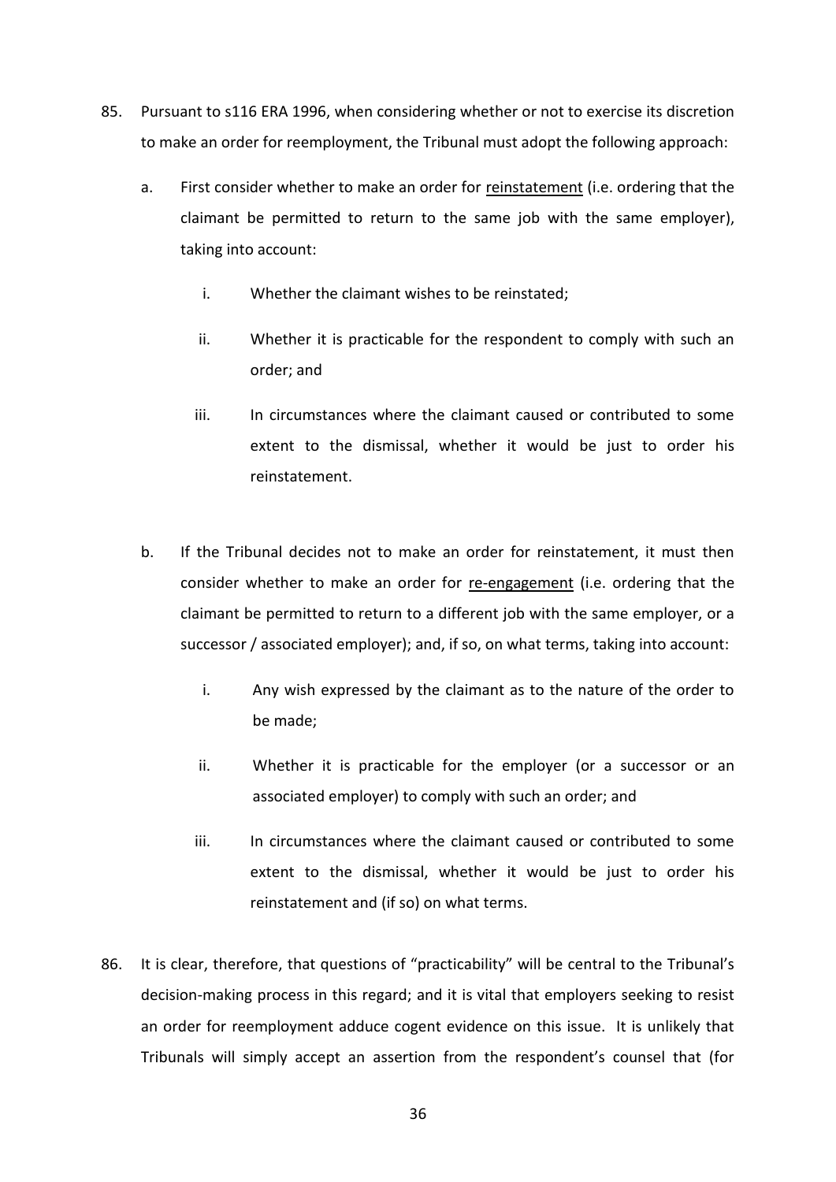85. Pursuant to s116 ERA 1996, when considering whether or not to exercise its discretion to make an order for reemployment, the Tribunal must adopt the following approach:

    a. First consider whether to make an order for <u>reinstatement</u> (i.e. ordering that the claimant be permitted to return to the same job with the same employer), taking into account:

        i. Whether the claimant wishes to be reinstated;

        ii. Whether it is practicable for the respondent to comply with such an order; and

        iii. In circumstances where the claimant caused or contributed to some extent to the dismissal, whether it would be just to order his reinstatement.

    b. If the Tribunal decides not to make an order for reinstatement, it must then consider whether to make an order for <u>re-engagement</u> (i.e. ordering that the claimant be permitted to return to a different job with the same employer, or a successor / associated employer); and, if so, on what terms, taking into account:

        i. Any wish expressed by the claimant as to the nature of the order to be made;

        ii. Whether it is practicable for the employer (or a successor or an associated employer) to comply with such an order; and

        iii. In circumstances where the claimant caused or contributed to some extent to the dismissal, whether it would be just to order his reinstatement and (if so) on what terms.

86. It is clear, therefore, that questions of "practicability" will be central to the Tribunal's decision-making process in this regard; and it is vital that employers seeking to resist an order for reemployment adduce cogent evidence on this issue. It is unlikely that Tribunals will simply accept an assertion from the respondent's counsel that (for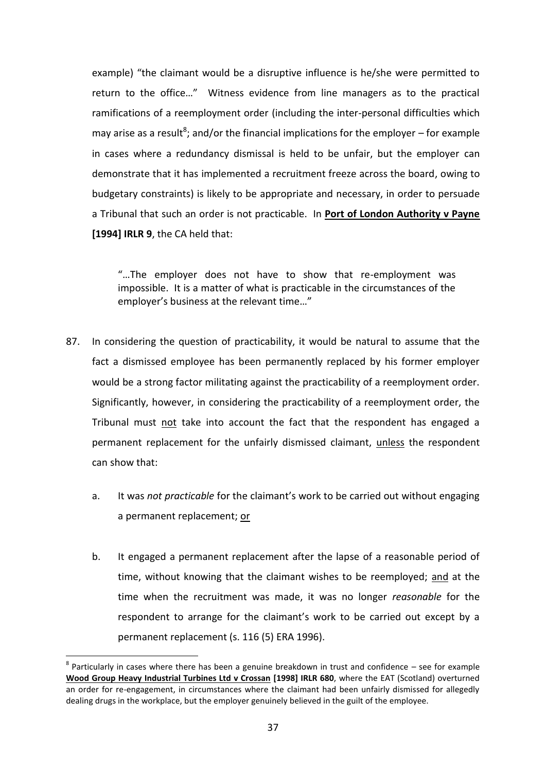example) "the claimant would be a disruptive influence is he/she were permitted to return to the office…" Witness evidence from line managers as to the practical ramifications of a reemployment order (including the inter-personal difficulties which may arise as a result[8]; and/or the financial implications for the employer – for example in cases where a redundancy dismissal is held to be unfair, but the employer can demonstrate that it has implemented a recruitment freeze across the board, owing to budgetary constraints) is likely to be appropriate and necessary, in order to persuade a Tribunal that such an order is not practicable. In **Port of London Authority v Payne [1994] IRLR 9**, the CA held that:

> "…The employer does not have to show that re-employment was impossible. It is a matter of what is practicable in the circumstances of the employer's business at the relevant time…"

87. In considering the question of practicability, it would be natural to assume that the fact a dismissed employee has been permanently replaced by his former employer would be a strong factor militating against the practicability of a reemployment order. Significantly, however, in considering the practicability of a reemployment order, the Tribunal must not take into account the fact that the respondent has engaged a permanent replacement for the unfairly dismissed claimant, unless the respondent can show that:

    a. It was *not practicable* for the claimant's work to be carried out without engaging a permanent replacement; or

    b. It engaged a permanent replacement after the lapse of a reasonable period of time, without knowing that the claimant wishes to be reemployed; and at the time when the recruitment was made, it was no longer *reasonable* for the respondent to arrange for the claimant's work to be carried out except by a permanent replacement (s. 116 (5) ERA 1996).

[8] Particularly in cases where there has been a genuine breakdown in trust and confidence – see for example **Wood Group Heavy Industrial Turbines Ltd v Crossan [1998] IRLR 680**, where the EAT (Scotland) overturned an order for re-engagement, in circumstances where the claimant had been unfairly dismissed for allegedly dealing drugs in the workplace, but the employer genuinely believed in the guilt of the employee.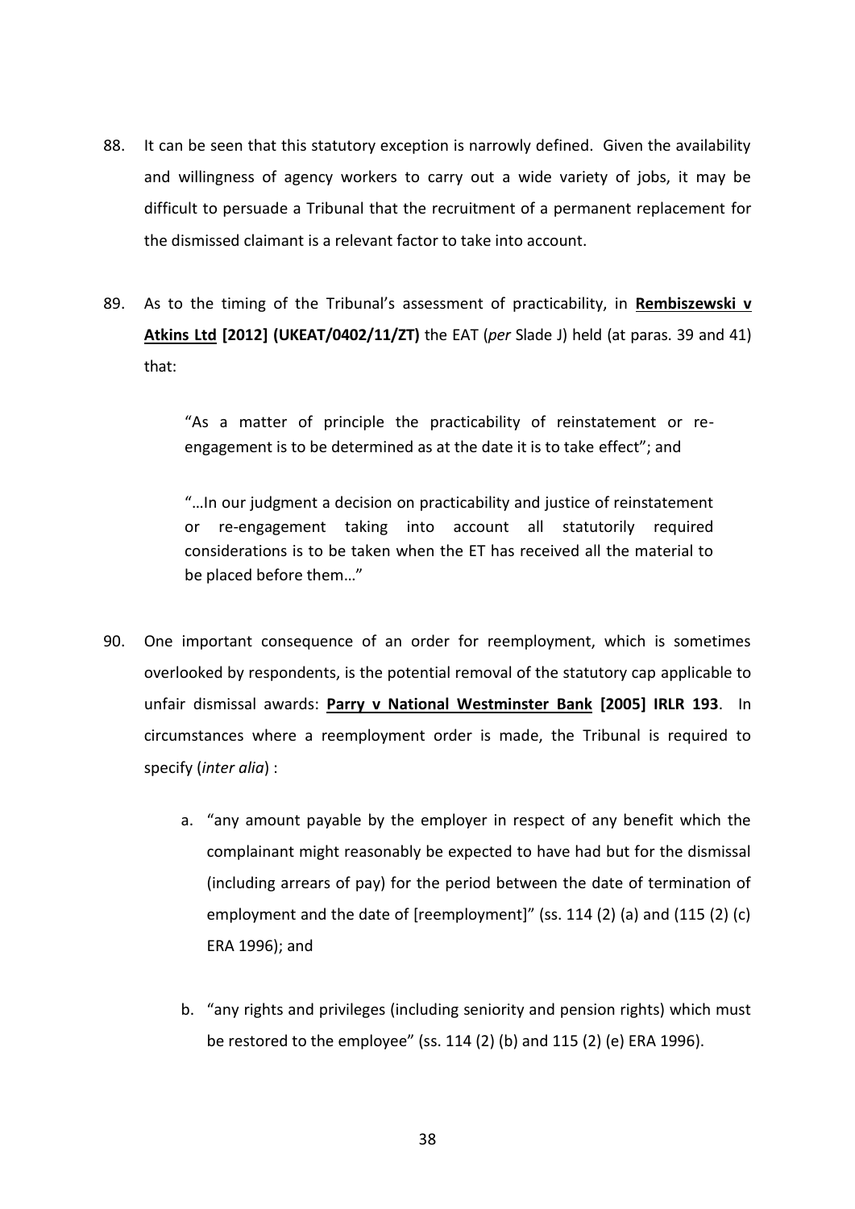88. It can be seen that this statutory exception is narrowly defined. Given the availability and willingness of agency workers to carry out a wide variety of jobs, it may be difficult to persuade a Tribunal that the recruitment of a permanent replacement for the dismissed claimant is a relevant factor to take into account.

89. As to the timing of the Tribunal's assessment of practicability, in **Rembiszewski v Atkins Ltd [2012] (UKEAT/0402/11/ZT)** the EAT (*per* Slade J) held (at paras. 39 and 41) that:

 > "As a matter of principle the practicability of reinstatement or re-engagement is to be determined as at the date it is to take effect"; and
 >
 > "…In our judgment a decision on practicability and justice of reinstatement or re-engagement taking into account all statutorily required considerations is to be taken when the ET has received all the material to be placed before them…"

90. One important consequence of an order for reemployment, which is sometimes overlooked by respondents, is the potential removal of the statutory cap applicable to unfair dismissal awards: **Parry v National Westminster Bank [2005] IRLR 193**. In circumstances where a reemployment order is made, the Tribunal is required to specify (*inter alia*) :

 a. "any amount payable by the employer in respect of any benefit which the complainant might reasonably be expected to have had but for the dismissal (including arrears of pay) for the period between the date of termination of employment and the date of [reemployment]" (ss. 114 (2) (a) and (115 (2) (c) ERA 1996); and

 b. "any rights and privileges (including seniority and pension rights) which must be restored to the employee" (ss. 114 (2) (b) and 115 (2) (e) ERA 1996).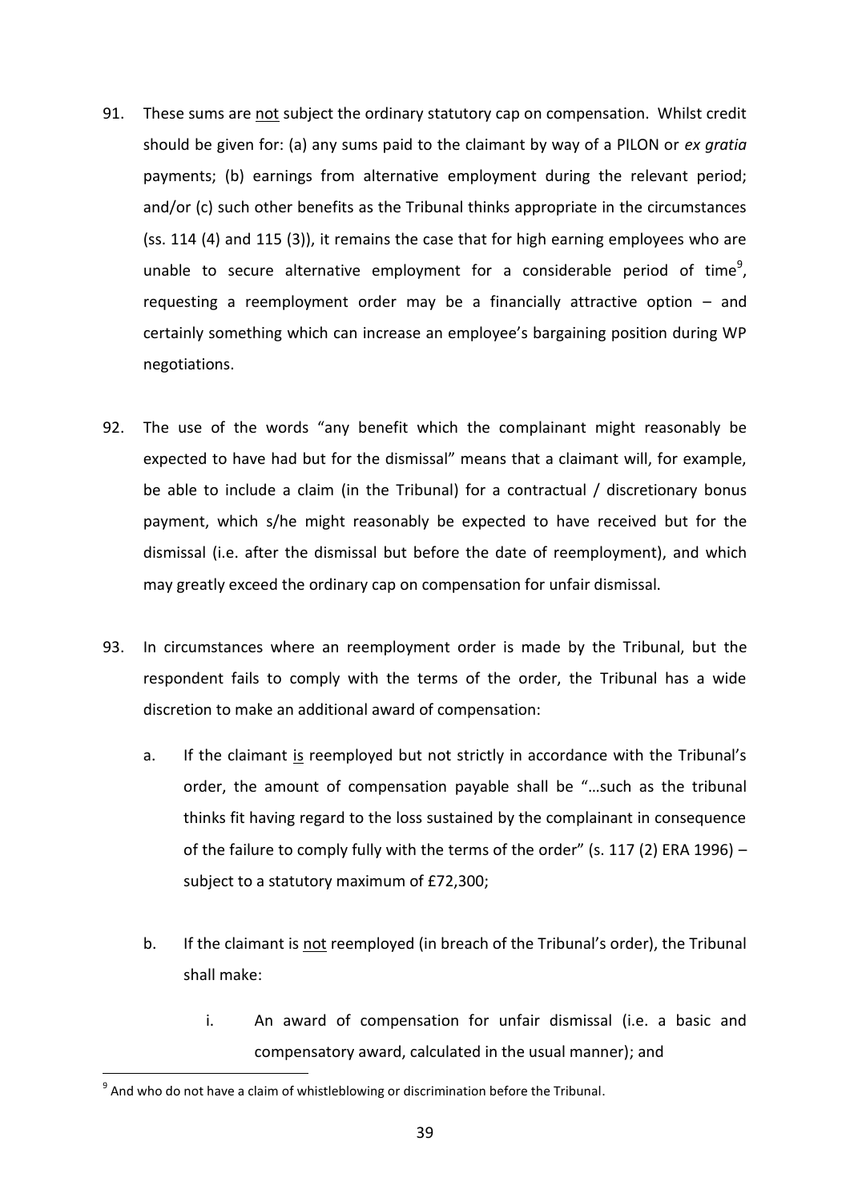91. These sums are not subject the ordinary statutory cap on compensation. Whilst credit should be given for: (a) any sums paid to the claimant by way of a PILON or *ex gratia* payments; (b) earnings from alternative employment during the relevant period; and/or (c) such other benefits as the Tribunal thinks appropriate in the circumstances (ss. 114 (4) and 115 (3)), it remains the case that for high earning employees who are unable to secure alternative employment for a considerable period of time[9], requesting a reemployment order may be a financially attractive option – and certainly something which can increase an employee's bargaining position during WP negotiations.

92. The use of the words "any benefit which the complainant might reasonably be expected to have had but for the dismissal" means that a claimant will, for example, be able to include a claim (in the Tribunal) for a contractual / discretionary bonus payment, which s/he might reasonably be expected to have received but for the dismissal (i.e. after the dismissal but before the date of reemployment), and which may greatly exceed the ordinary cap on compensation for unfair dismissal.

93. In circumstances where an reemployment order is made by the Tribunal, but the respondent fails to comply with the terms of the order, the Tribunal has a wide discretion to make an additional award of compensation:

    a. If the claimant is reemployed but not strictly in accordance with the Tribunal's order, the amount of compensation payable shall be "…such as the tribunal thinks fit having regard to the loss sustained by the complainant in consequence of the failure to comply fully with the terms of the order" (s. 117 (2) ERA 1996) – subject to a statutory maximum of £72,300;

    b. If the claimant is not reemployed (in breach of the Tribunal's order), the Tribunal shall make:

        i. An award of compensation for unfair dismissal (i.e. a basic and compensatory award, calculated in the usual manner); and

[9] And who do not have a claim of whistleblowing or discrimination before the Tribunal.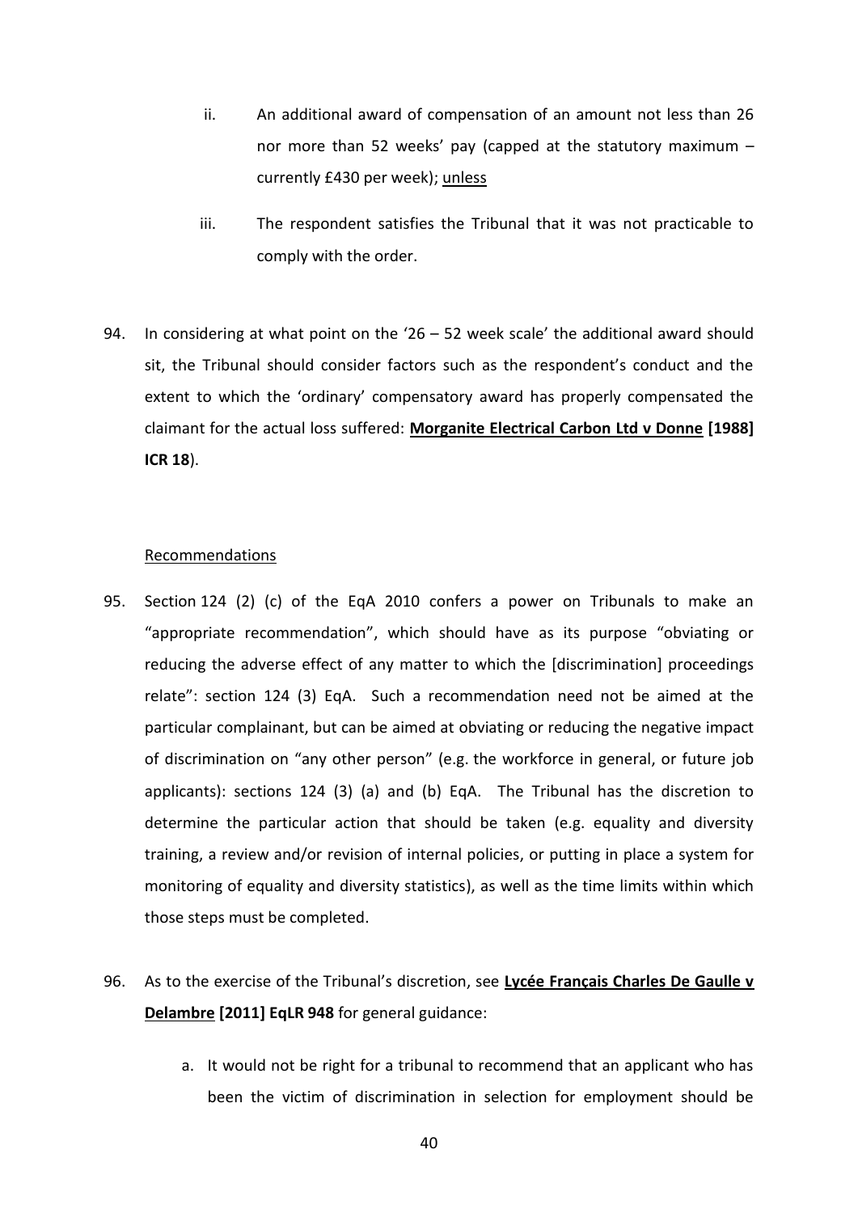ii. An additional award of compensation of an amount not less than 26 nor more than 52 weeks' pay (capped at the statutory maximum – currently £430 per week); <u>unless</u>

iii. The respondent satisfies the Tribunal that it was not practicable to comply with the order.

94. In considering at what point on the '26 – 52 week scale' the additional award should sit, the Tribunal should consider factors such as the respondent's conduct and the extent to which the 'ordinary' compensatory award has properly compensated the claimant for the actual loss suffered: **<u>Morganite Electrical Carbon Ltd v Donne</u> [1988] ICR 18**).

<u>Recommendations</u>

95. Section 124 (2) (c) of the EqA 2010 confers a power on Tribunals to make an "appropriate recommendation", which should have as its purpose "obviating or reducing the adverse effect of any matter to which the [discrimination] proceedings relate": section 124 (3) EqA. Such a recommendation need not be aimed at the particular complainant, but can be aimed at obviating or reducing the negative impact of discrimination on "any other person" (e.g. the workforce in general, or future job applicants): sections 124 (3) (a) and (b) EqA. The Tribunal has the discretion to determine the particular action that should be taken (e.g. equality and diversity training, a review and/or revision of internal policies, or putting in place a system for monitoring of equality and diversity statistics), as well as the time limits within which those steps must be completed.

96. As to the exercise of the Tribunal's discretion, see **<u>Lycée Français Charles De Gaulle v Delambre</u> [2011] EqLR 948** for general guidance:

    a. It would not be right for a tribunal to recommend that an applicant who has been the victim of discrimination in selection for employment should be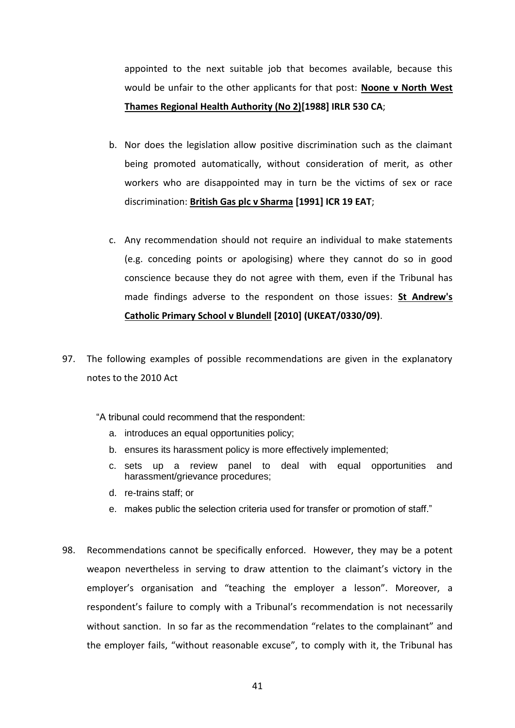appointed to the next suitable job that becomes available, because this would be unfair to the other applicants for that post: **Noone v North West Thames Regional Health Authority (No 2)[1988] IRLR 530 CA**;

b. Nor does the legislation allow positive discrimination such as the claimant being promoted automatically, without consideration of merit, as other workers who are disappointed may in turn be the victims of sex or race discrimination: **British Gas plc v Sharma [1991] ICR 19 EAT**;

c. Any recommendation should not require an individual to make statements (e.g. conceding points or apologising) where they cannot do so in good conscience because they do not agree with them, even if the Tribunal has made findings adverse to the respondent on those issues: **St Andrew's Catholic Primary School v Blundell [2010] (UKEAT/0330/09)**.

97. The following examples of possible recommendations are given in the explanatory notes to the 2010 Act

> "A tribunal could recommend that the respondent:
>
> a. introduces an equal opportunities policy;
> b. ensures its harassment policy is more effectively implemented;
> c. sets up a review panel to deal with equal opportunities and harassment/grievance procedures;
> d. re-trains staff; or
> e. makes public the selection criteria used for transfer or promotion of staff."

98. Recommendations cannot be specifically enforced. However, they may be a potent weapon nevertheless in serving to draw attention to the claimant's victory in the employer's organisation and "teaching the employer a lesson". Moreover, a respondent's failure to comply with a Tribunal's recommendation is not necessarily without sanction. In so far as the recommendation "relates to the complainant" and the employer fails, "without reasonable excuse", to comply with it, the Tribunal has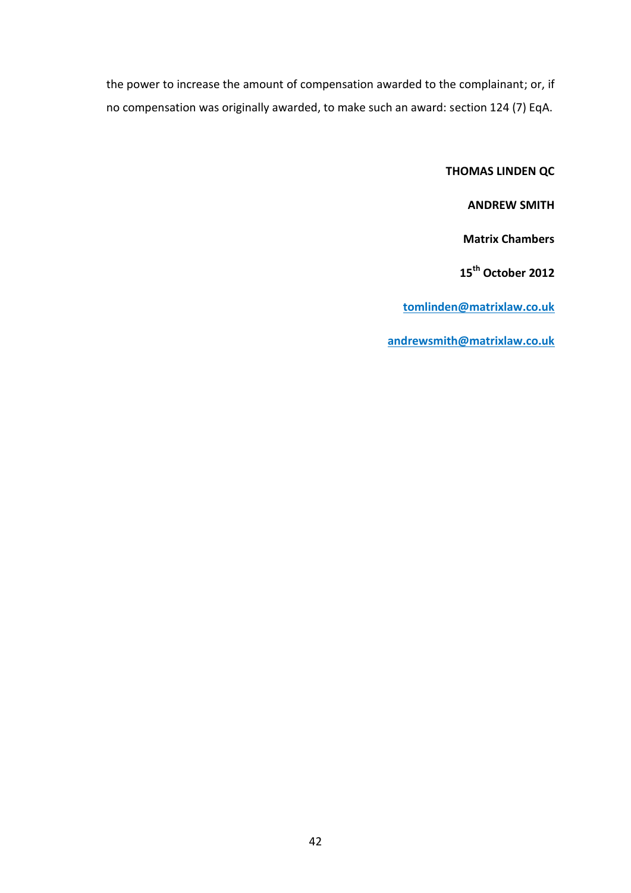the power to increase the amount of compensation awarded to the complainant; or, if no compensation was originally awarded, to make such an award: section 124 (7) EqA.

**THOMAS LINDEN QC**

**ANDREW SMITH**

**Matrix Chambers**

**15th October 2012**

**tomlinden@matrixlaw.co.uk**

**andrewsmith@matrixlaw.co.uk**